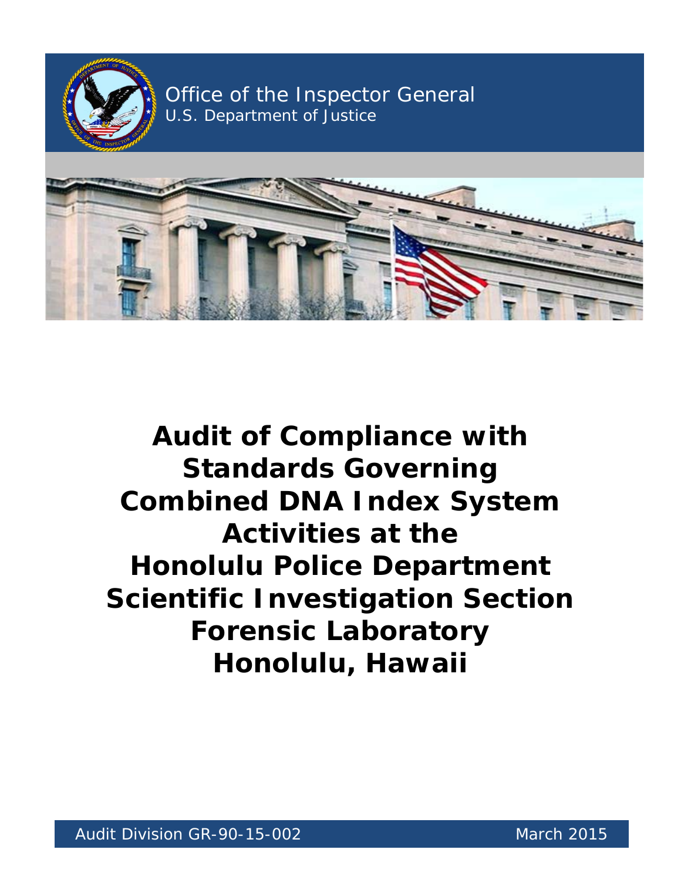Office of the Inspector General
U.S. Department of Justice

# Audit of Compliance with Standards Governing Combined DNA Index System Activities at the Honolulu Police Department Scientific Investigation Section Forensic Laboratory Honolulu, Hawaii

Audit Division GR-90-15-002

March 2015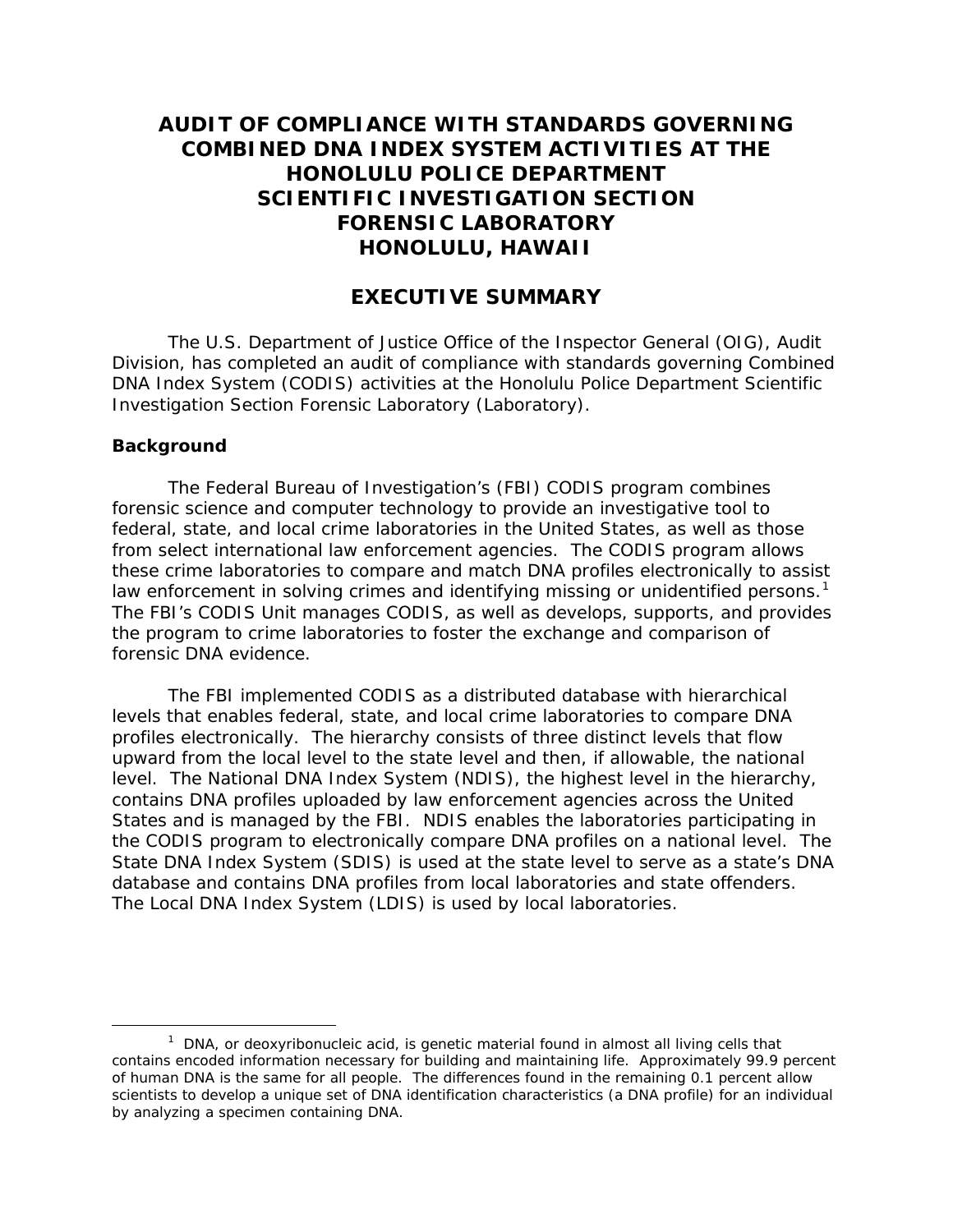# AUDIT OF COMPLIANCE WITH STANDARDS GOVERNING COMBINED DNA INDEX SYSTEM ACTIVITIES AT THE HONOLULU POLICE DEPARTMENT SCIENTIFIC INVESTIGATION SECTION FORENSIC LABORATORY HONOLULU, HAWAII

## EXECUTIVE SUMMARY

The U.S. Department of Justice Office of the Inspector General (OIG), Audit Division, has completed an audit of compliance with standards governing Combined DNA Index System (CODIS) activities at the Honolulu Police Department Scientific Investigation Section Forensic Laboratory (Laboratory).

### Background

The Federal Bureau of Investigation's (FBI) CODIS program combines forensic science and computer technology to provide an investigative tool to federal, state, and local crime laboratories in the United States, as well as those from select international law enforcement agencies. The CODIS program allows these crime laboratories to compare and match DNA profiles electronically to assist law enforcement in solving crimes and identifying missing or unidentified persons.[1] The FBI's CODIS Unit manages CODIS, as well as develops, supports, and provides the program to crime laboratories to foster the exchange and comparison of forensic DNA evidence.

The FBI implemented CODIS as a distributed database with hierarchical levels that enables federal, state, and local crime laboratories to compare DNA profiles electronically. The hierarchy consists of three distinct levels that flow upward from the local level to the state level and then, if allowable, the national level. The National DNA Index System (NDIS), the highest level in the hierarchy, contains DNA profiles uploaded by law enforcement agencies across the United States and is managed by the FBI. NDIS enables the laboratories participating in the CODIS program to electronically compare DNA profiles on a national level. The State DNA Index System (SDIS) is used at the state level to serve as a state's DNA database and contains DNA profiles from local laboratories and state offenders. The Local DNA Index System (LDIS) is used by local laboratories.

---

[1] DNA, or deoxyribonucleic acid, is genetic material found in almost all living cells that contains encoded information necessary for building and maintaining life. Approximately 99.9 percent of human DNA is the same for all people. The differences found in the remaining 0.1 percent allow scientists to develop a unique set of DNA identification characteristics (a DNA profile) for an individual by analyzing a specimen containing DNA.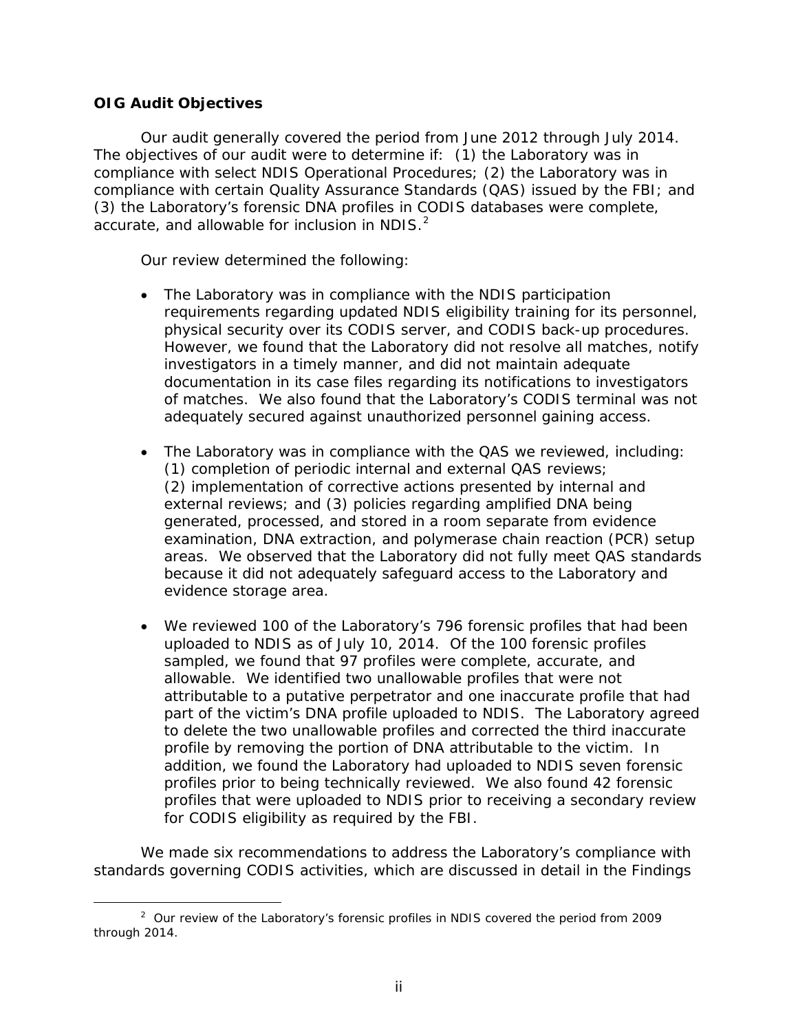### OIG Audit Objectives

Our audit generally covered the period from June 2012 through July 2014. The objectives of our audit were to determine if: (1) the Laboratory was in compliance with select NDIS Operational Procedures; (2) the Laboratory was in compliance with certain Quality Assurance Standards (QAS) issued by the FBI; and (3) the Laboratory's forensic DNA profiles in CODIS databases were complete, accurate, and allowable for inclusion in NDIS.[2]

Our review determined the following:

- The Laboratory was in compliance with the NDIS participation requirements regarding updated NDIS eligibility training for its personnel, physical security over its CODIS server, and CODIS back-up procedures. However, we found that the Laboratory did not resolve all matches, notify investigators in a timely manner, and did not maintain adequate documentation in its case files regarding its notifications to investigators of matches. We also found that the Laboratory's CODIS terminal was not adequately secured against unauthorized personnel gaining access.

- The Laboratory was in compliance with the QAS we reviewed, including: (1) completion of periodic internal and external QAS reviews; (2) implementation of corrective actions presented by internal and external reviews; and (3) policies regarding amplified DNA being generated, processed, and stored in a room separate from evidence examination, DNA extraction, and polymerase chain reaction (PCR) setup areas. We observed that the Laboratory did not fully meet QAS standards because it did not adequately safeguard access to the Laboratory and evidence storage area.

- We reviewed 100 of the Laboratory's 796 forensic profiles that had been uploaded to NDIS as of July 10, 2014. Of the 100 forensic profiles sampled, we found that 97 profiles were complete, accurate, and allowable. We identified two unallowable profiles that were not attributable to a putative perpetrator and one inaccurate profile that had part of the victim's DNA profile uploaded to NDIS. The Laboratory agreed to delete the two unallowable profiles and corrected the third inaccurate profile by removing the portion of DNA attributable to the victim. In addition, we found the Laboratory had uploaded to NDIS seven forensic profiles prior to being technically reviewed. We also found 42 forensic profiles that were uploaded to NDIS prior to receiving a secondary review for CODIS eligibility as required by the FBI.

We made six recommendations to address the Laboratory's compliance with standards governing CODIS activities, which are discussed in detail in the Findings

[2] Our review of the Laboratory's forensic profiles in NDIS covered the period from 2009 through 2014.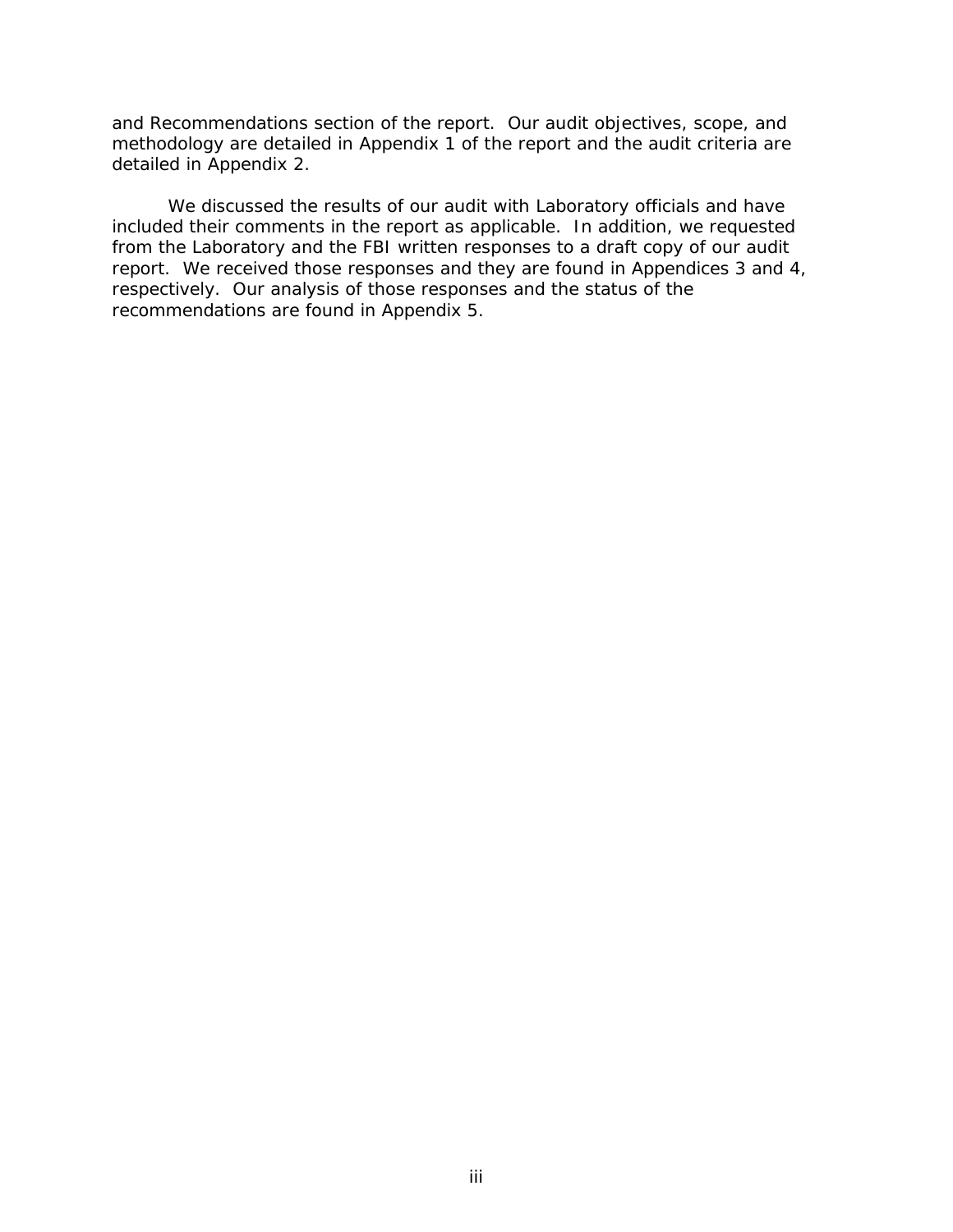and Recommendations section of the report. Our audit objectives, scope, and methodology are detailed in Appendix 1 of the report and the audit criteria are detailed in Appendix 2.

We discussed the results of our audit with Laboratory officials and have included their comments in the report as applicable. In addition, we requested from the Laboratory and the FBI written responses to a draft copy of our audit report. We received those responses and they are found in Appendices 3 and 4, respectively. Our analysis of those responses and the status of the recommendations are found in Appendix 5.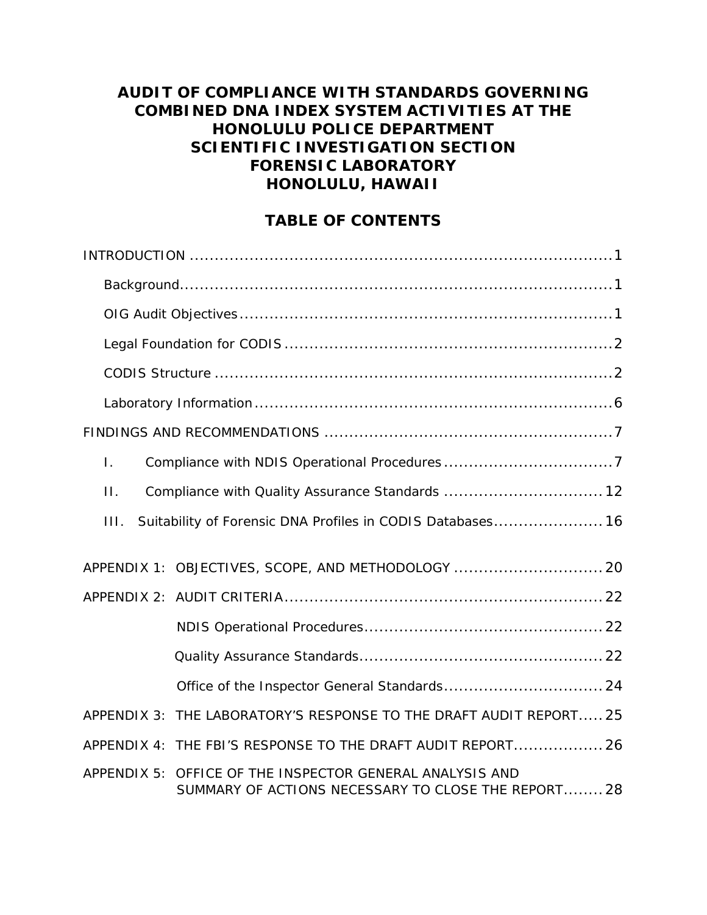# AUDIT OF COMPLIANCE WITH STANDARDS GOVERNING COMBINED DNA INDEX SYSTEM ACTIVITIES AT THE HONOLULU POLICE DEPARTMENT SCIENTIFIC INVESTIGATION SECTION FORENSIC LABORATORY HONOLULU, HAWAII

## TABLE OF CONTENTS

INTRODUCTION ........................................................................ 1

- Background ........................................................................ 1
- OIG Audit Objectives ........................................................................ 1
- Legal Foundation for CODIS ........................................................................ 2
- CODIS Structure ........................................................................ 2
- Laboratory Information ........................................................................ 6

FINDINGS AND RECOMMENDATIONS ........................................................................ 7

- I. Compliance with NDIS Operational Procedures ........................................................................ 7
- II. Compliance with Quality Assurance Standards ........................................................................ 12
- III. Suitability of Forensic DNA Profiles in CODIS Databases ........................................................................ 16

APPENDIX 1: OBJECTIVES, SCOPE, AND METHODOLOGY ........................................................................ 20

APPENDIX 2: AUDIT CRITERIA ........................................................................ 22

- NDIS Operational Procedures ........................................................................ 22
- Quality Assurance Standards ........................................................................ 22
- Office of the Inspector General Standards ........................................................................ 24

APPENDIX 3: THE LABORATORY'S RESPONSE TO THE DRAFT AUDIT REPORT ..... 25

APPENDIX 4: THE FBI'S RESPONSE TO THE DRAFT AUDIT REPORT ........................................................................ 26

APPENDIX 5: OFFICE OF THE INSPECTOR GENERAL ANALYSIS AND SUMMARY OF ACTIONS NECESSARY TO CLOSE THE REPORT ........ 28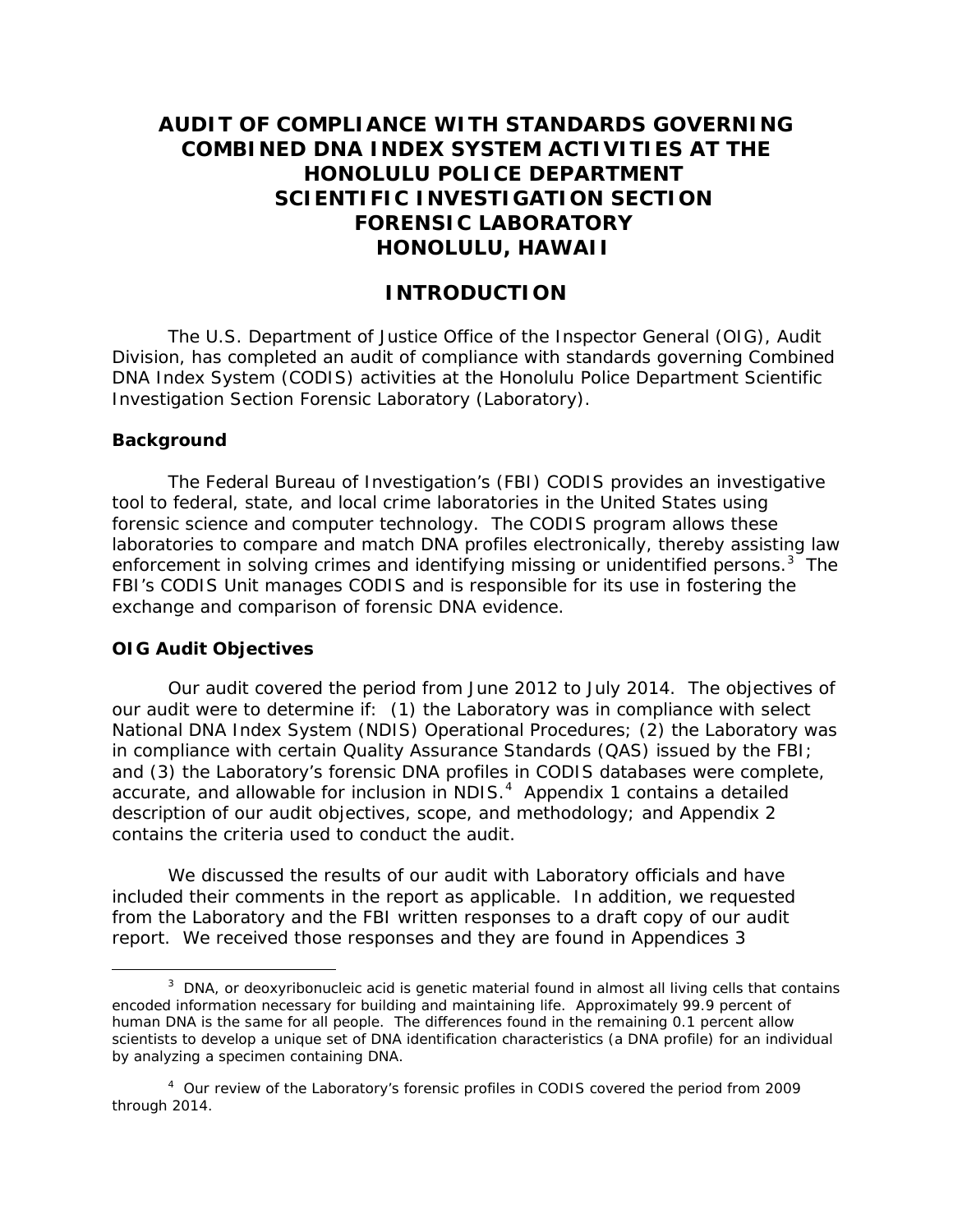# AUDIT OF COMPLIANCE WITH STANDARDS GOVERNING COMBINED DNA INDEX SYSTEM ACTIVITIES AT THE HONOLULU POLICE DEPARTMENT SCIENTIFIC INVESTIGATION SECTION FORENSIC LABORATORY HONOLULU, HAWAII

## INTRODUCTION

The U.S. Department of Justice Office of the Inspector General (OIG), Audit Division, has completed an audit of compliance with standards governing Combined DNA Index System (CODIS) activities at the Honolulu Police Department Scientific Investigation Section Forensic Laboratory (Laboratory).

### Background

The Federal Bureau of Investigation's (FBI) CODIS provides an investigative tool to federal, state, and local crime laboratories in the United States using forensic science and computer technology. The CODIS program allows these laboratories to compare and match DNA profiles electronically, thereby assisting law enforcement in solving crimes and identifying missing or unidentified persons.[3] The FBI's CODIS Unit manages CODIS and is responsible for its use in fostering the exchange and comparison of forensic DNA evidence.

### OIG Audit Objectives

Our audit covered the period from June 2012 to July 2014. The objectives of our audit were to determine if: (1) the Laboratory was in compliance with select National DNA Index System (NDIS) Operational Procedures; (2) the Laboratory was in compliance with certain Quality Assurance Standards (QAS) issued by the FBI; and (3) the Laboratory's forensic DNA profiles in CODIS databases were complete, accurate, and allowable for inclusion in NDIS.[4] Appendix 1 contains a detailed description of our audit objectives, scope, and methodology; and Appendix 2 contains the criteria used to conduct the audit.

We discussed the results of our audit with Laboratory officials and have included their comments in the report as applicable. In addition, we requested from the Laboratory and the FBI written responses to a draft copy of our audit report. We received those responses and they are found in Appendices 3

---

[3] DNA, or deoxyribonucleic acid is genetic material found in almost all living cells that contains encoded information necessary for building and maintaining life. Approximately 99.9 percent of human DNA is the same for all people. The differences found in the remaining 0.1 percent allow scientists to develop a unique set of DNA identification characteristics (a DNA profile) for an individual by analyzing a specimen containing DNA.

[4] Our review of the Laboratory's forensic profiles in CODIS covered the period from 2009 through 2014.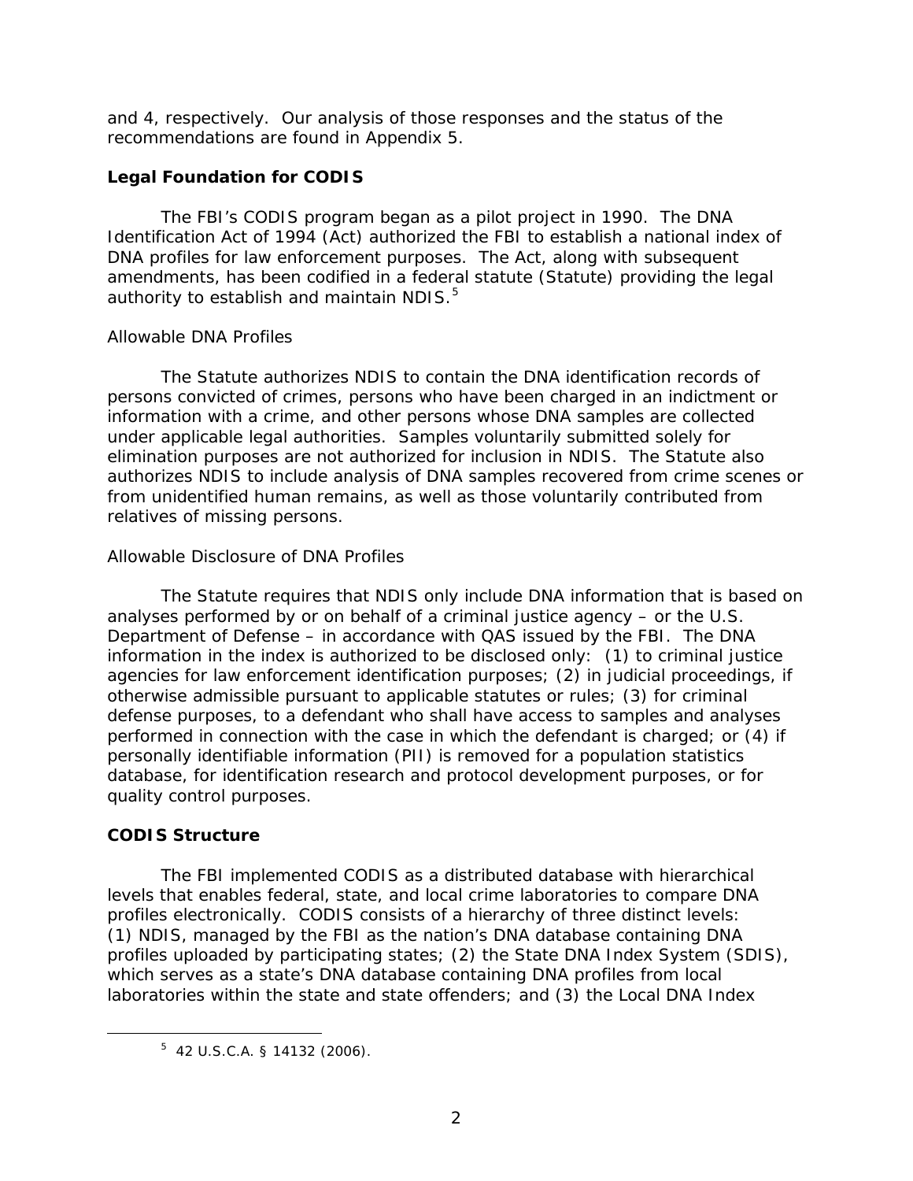and 4, respectively. Our analysis of those responses and the status of the recommendations are found in Appendix 5.

## Legal Foundation for CODIS

The FBI's CODIS program began as a pilot project in 1990. The DNA Identification Act of 1994 (Act) authorized the FBI to establish a national index of DNA profiles for law enforcement purposes. The Act, along with subsequent amendments, has been codified in a federal statute (Statute) providing the legal authority to establish and maintain NDIS.[5]

### Allowable DNA Profiles

The Statute authorizes NDIS to contain the DNA identification records of persons convicted of crimes, persons who have been charged in an indictment or information with a crime, and other persons whose DNA samples are collected under applicable legal authorities. Samples voluntarily submitted solely for elimination purposes are not authorized for inclusion in NDIS. The Statute also authorizes NDIS to include analysis of DNA samples recovered from crime scenes or from unidentified human remains, as well as those voluntarily contributed from relatives of missing persons.

### Allowable Disclosure of DNA Profiles

The Statute requires that NDIS only include DNA information that is based on analyses performed by or on behalf of a criminal justice agency – or the U.S. Department of Defense – in accordance with QAS issued by the FBI. The DNA information in the index is authorized to be disclosed only: (1) to criminal justice agencies for law enforcement identification purposes; (2) in judicial proceedings, if otherwise admissible pursuant to applicable statutes or rules; (3) for criminal defense purposes, to a defendant who shall have access to samples and analyses performed in connection with the case in which the defendant is charged; or (4) if personally identifiable information (PII) is removed for a population statistics database, for identification research and protocol development purposes, or for quality control purposes.

## CODIS Structure

The FBI implemented CODIS as a distributed database with hierarchical levels that enables federal, state, and local crime laboratories to compare DNA profiles electronically. CODIS consists of a hierarchy of three distinct levels: (1) NDIS, managed by the FBI as the nation's DNA database containing DNA profiles uploaded by participating states; (2) the State DNA Index System (SDIS), which serves as a state's DNA database containing DNA profiles from local laboratories within the state and state offenders; and (3) the Local DNA Index

---

[5] 42 U.S.C.A. § 14132 (2006).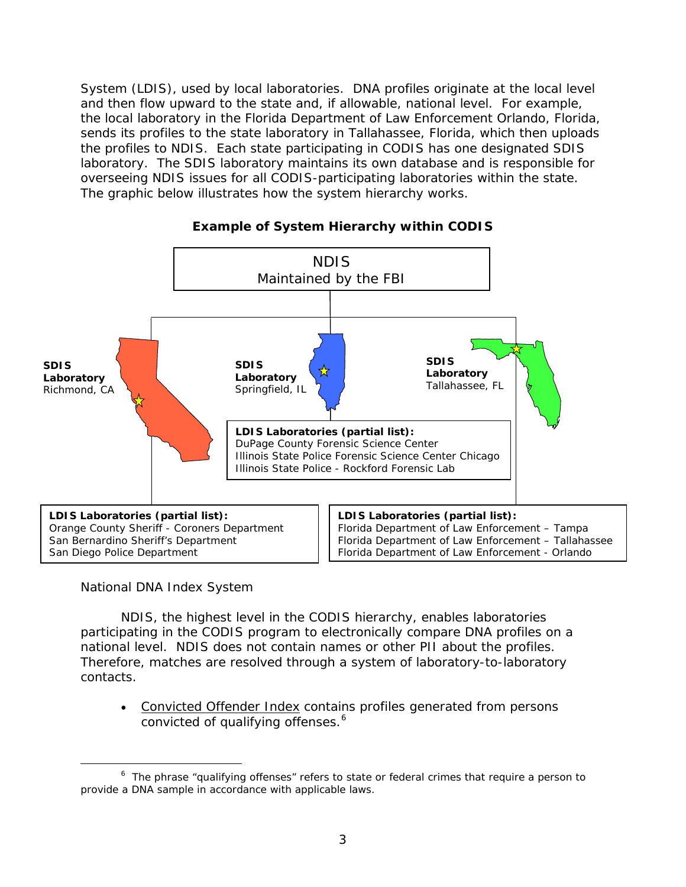System (LDIS), used by local laboratories. DNA profiles originate at the local level and then flow upward to the state and, if allowable, national level. For example, the local laboratory in the Florida Department of Law Enforcement Orlando, Florida, sends its profiles to the state laboratory in Tallahassee, Florida, which then uploads the profiles to NDIS. Each state participating in CODIS has one designated SDIS laboratory. The SDIS laboratory maintains its own database and is responsible for overseeing NDIS issues for all CODIS-participating laboratories within the state. The graphic below illustrates how the system hierarchy works.

**Example of System Hierarchy within CODIS**

NDIS
Maintained by the FBI

**SDIS Laboratory**
Richmond, CA

**SDIS Laboratory**
Springfield, IL

**SDIS Laboratory**
Tallahassee, FL

**LDIS Laboratories (partial list):**
DuPage County Forensic Science Center
Illinois State Police Forensic Science Center Chicago
Illinois State Police - Rockford Forensic Lab

**LDIS Laboratories (partial list):**
Orange County Sheriff - Coroners Department
San Bernardino Sheriff's Department
San Diego Police Department

**LDIS Laboratories (partial list):**
Florida Department of Law Enforcement – Tampa
Florida Department of Law Enforcement – Tallahassee
Florida Department of Law Enforcement - Orlando

National DNA Index System

NDIS, the highest level in the CODIS hierarchy, enables laboratories participating in the CODIS program to electronically compare DNA profiles on a national level. NDIS does not contain names or other PII about the profiles. Therefore, matches are resolved through a system of laboratory-to-laboratory contacts.

- Convicted Offender Index contains profiles generated from persons convicted of qualifying offenses.[6]

[6] The phrase "qualifying offenses" refers to state or federal crimes that require a person to provide a DNA sample in accordance with applicable laws.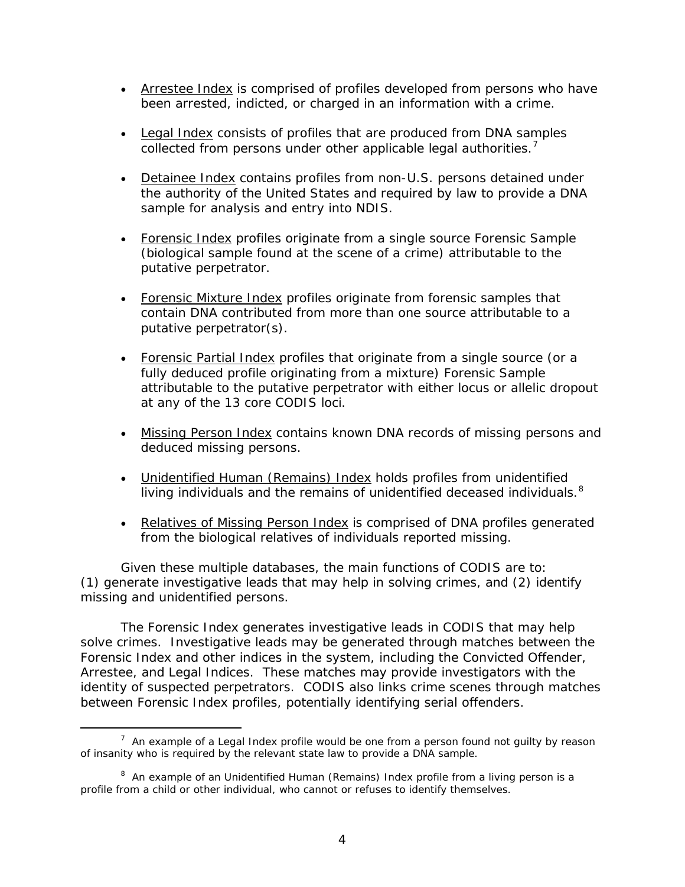- Arrestee Index is comprised of profiles developed from persons who have been arrested, indicted, or charged in an information with a crime.
- Legal Index consists of profiles that are produced from DNA samples collected from persons under other applicable legal authorities.[7]
- Detainee Index contains profiles from non-U.S. persons detained under the authority of the United States and required by law to provide a DNA sample for analysis and entry into NDIS.
- Forensic Index profiles originate from a single source Forensic Sample (biological sample found at the scene of a crime) attributable to the putative perpetrator.
- Forensic Mixture Index profiles originate from forensic samples that contain DNA contributed from more than one source attributable to a putative perpetrator(s).
- Forensic Partial Index profiles that originate from a single source (or a fully deduced profile originating from a mixture) Forensic Sample attributable to the putative perpetrator with either locus or allelic dropout at any of the 13 core CODIS loci.
- Missing Person Index contains known DNA records of missing persons and deduced missing persons.
- Unidentified Human (Remains) Index holds profiles from unidentified living individuals and the remains of unidentified deceased individuals.[8]
- Relatives of Missing Person Index is comprised of DNA profiles generated from the biological relatives of individuals reported missing.

Given these multiple databases, the main functions of CODIS are to: (1) generate investigative leads that may help in solving crimes, and (2) identify missing and unidentified persons.

The Forensic Index generates investigative leads in CODIS that may help solve crimes. Investigative leads may be generated through matches between the Forensic Index and other indices in the system, including the Convicted Offender, Arrestee, and Legal Indices. These matches may provide investigators with the identity of suspected perpetrators. CODIS also links crime scenes through matches between Forensic Index profiles, potentially identifying serial offenders.

---

[7] An example of a Legal Index profile would be one from a person found not guilty by reason of insanity who is required by the relevant state law to provide a DNA sample.

[8] An example of an Unidentified Human (Remains) Index profile from a living person is a profile from a child or other individual, who cannot or refuses to identify themselves.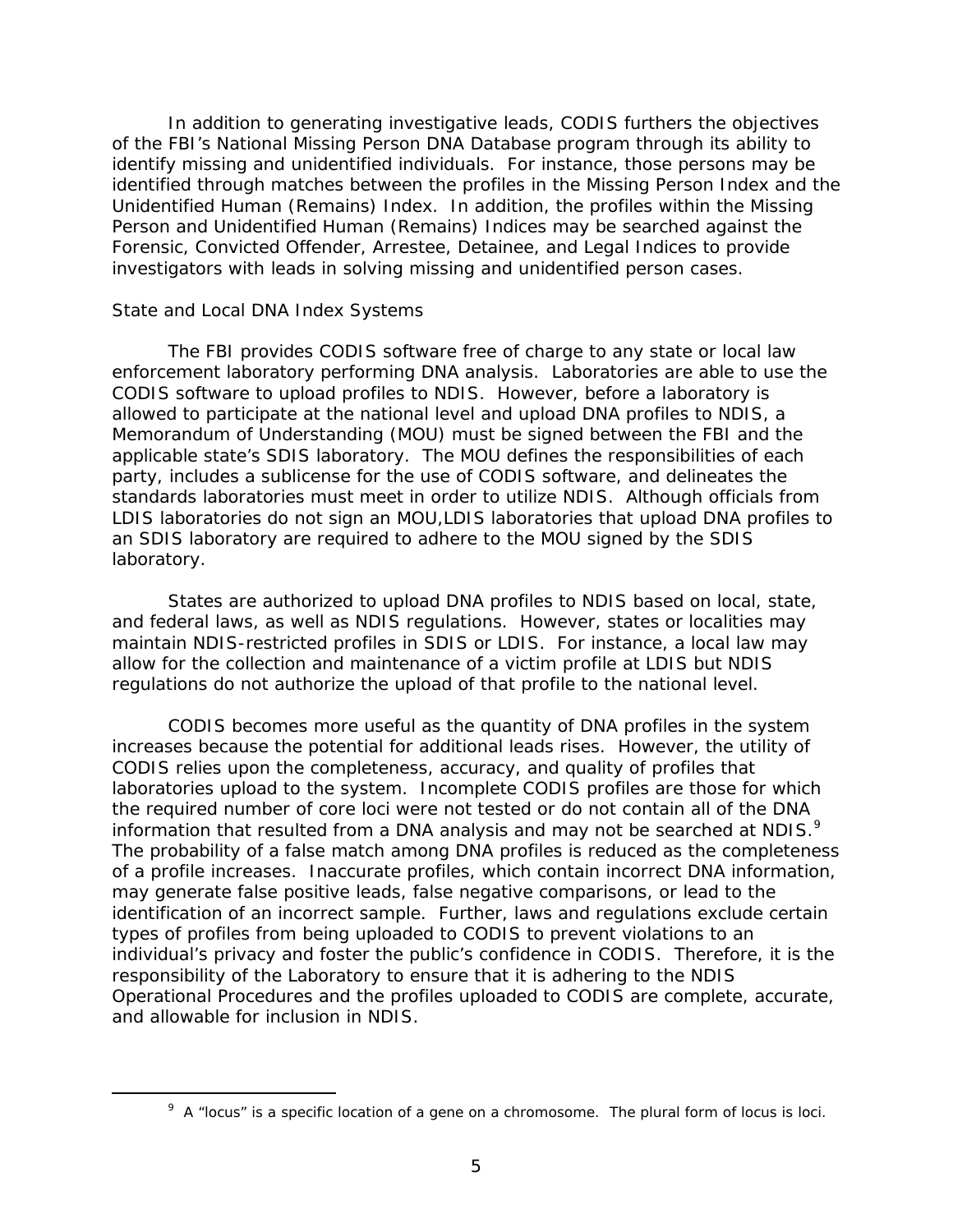In addition to generating investigative leads, CODIS furthers the objectives of the FBI's National Missing Person DNA Database program through its ability to identify missing and unidentified individuals. For instance, those persons may be identified through matches between the profiles in the Missing Person Index and the Unidentified Human (Remains) Index. In addition, the profiles within the Missing Person and Unidentified Human (Remains) Indices may be searched against the Forensic, Convicted Offender, Arrestee, Detainee, and Legal Indices to provide investigators with leads in solving missing and unidentified person cases.

### State and Local DNA Index Systems

The FBI provides CODIS software free of charge to any state or local law enforcement laboratory performing DNA analysis. Laboratories are able to use the CODIS software to upload profiles to NDIS. However, before a laboratory is allowed to participate at the national level and upload DNA profiles to NDIS, a Memorandum of Understanding (MOU) must be signed between the FBI and the applicable state's SDIS laboratory. The MOU defines the responsibilities of each party, includes a sublicense for the use of CODIS software, and delineates the standards laboratories must meet in order to utilize NDIS. Although officials from LDIS laboratories do not sign an MOU,LDIS laboratories that upload DNA profiles to an SDIS laboratory are required to adhere to the MOU signed by the SDIS laboratory.

States are authorized to upload DNA profiles to NDIS based on local, state, and federal laws, as well as NDIS regulations. However, states or localities may maintain NDIS-restricted profiles in SDIS or LDIS. For instance, a local law may allow for the collection and maintenance of a victim profile at LDIS but NDIS regulations do not authorize the upload of that profile to the national level.

CODIS becomes more useful as the quantity of DNA profiles in the system increases because the potential for additional leads rises. However, the utility of CODIS relies upon the completeness, accuracy, and quality of profiles that laboratories upload to the system. Incomplete CODIS profiles are those for which the required number of core loci were not tested or do not contain all of the DNA information that resulted from a DNA analysis and may not be searched at NDIS.[9] The probability of a false match among DNA profiles is reduced as the completeness of a profile increases. Inaccurate profiles, which contain incorrect DNA information, may generate false positive leads, false negative comparisons, or lead to the identification of an incorrect sample. Further, laws and regulations exclude certain types of profiles from being uploaded to CODIS to prevent violations to an individual's privacy and foster the public's confidence in CODIS. Therefore, it is the responsibility of the Laboratory to ensure that it is adhering to the NDIS Operational Procedures and the profiles uploaded to CODIS are complete, accurate, and allowable for inclusion in NDIS.

---

[9] A "locus" is a specific location of a gene on a chromosome. The plural form of locus is loci.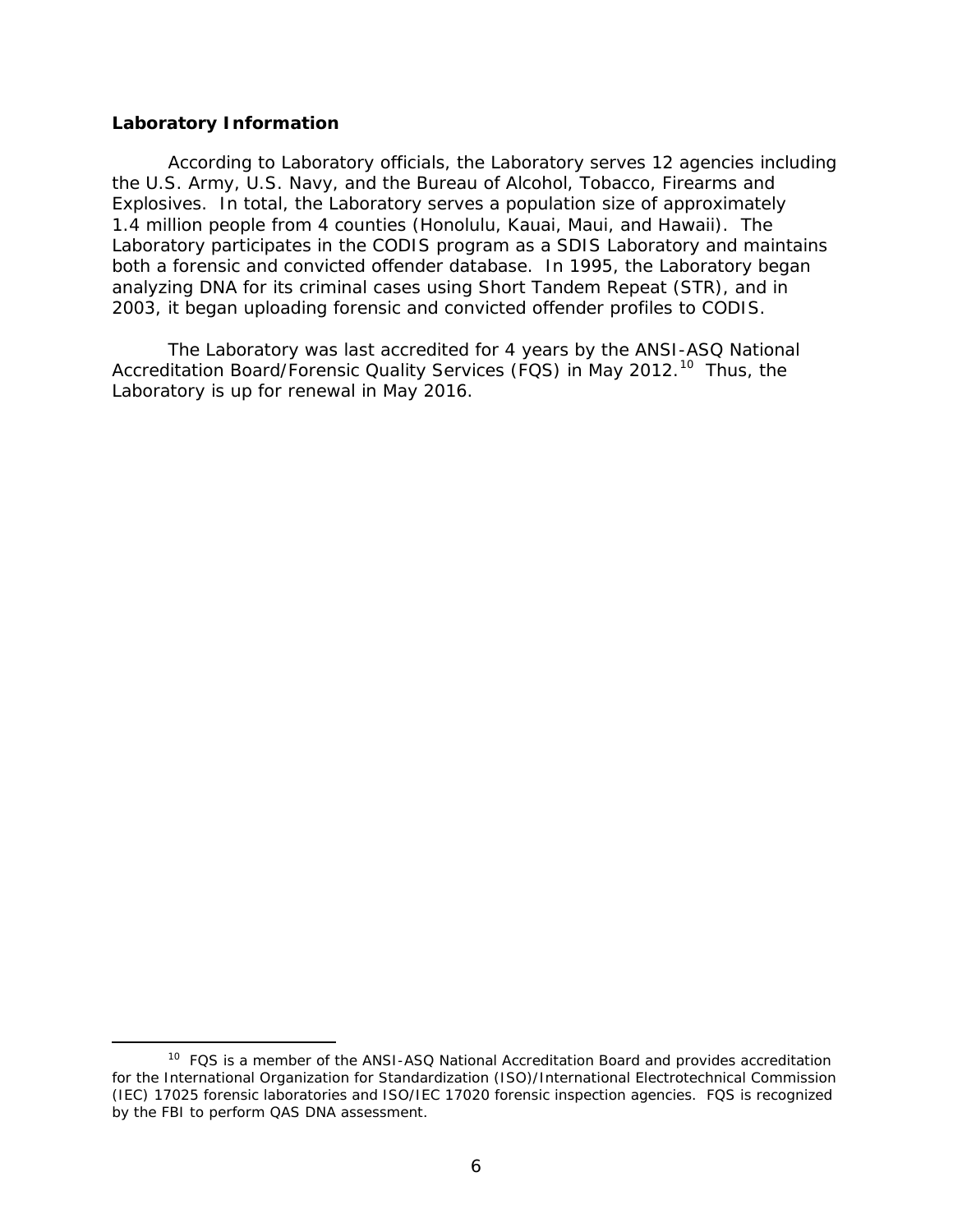**Laboratory Information**

According to Laboratory officials, the Laboratory serves 12 agencies including the U.S. Army, U.S. Navy, and the Bureau of Alcohol, Tobacco, Firearms and Explosives. In total, the Laboratory serves a population size of approximately 1.4 million people from 4 counties (Honolulu, Kauai, Maui, and Hawaii). The Laboratory participates in the CODIS program as a SDIS Laboratory and maintains both a forensic and convicted offender database. In 1995, the Laboratory began analyzing DNA for its criminal cases using Short Tandem Repeat (STR), and in 2003, it began uploading forensic and convicted offender profiles to CODIS.

The Laboratory was last accredited for 4 years by the ANSI-ASQ National Accreditation Board/Forensic Quality Services (FQS) in May 2012.[10] Thus, the Laboratory is up for renewal in May 2016.

---

[10] FQS is a member of the ANSI-ASQ National Accreditation Board and provides accreditation for the International Organization for Standardization (ISO)/International Electrotechnical Commission (IEC) 17025 forensic laboratories and ISO/IEC 17020 forensic inspection agencies. FQS is recognized by the FBI to perform QAS DNA assessment.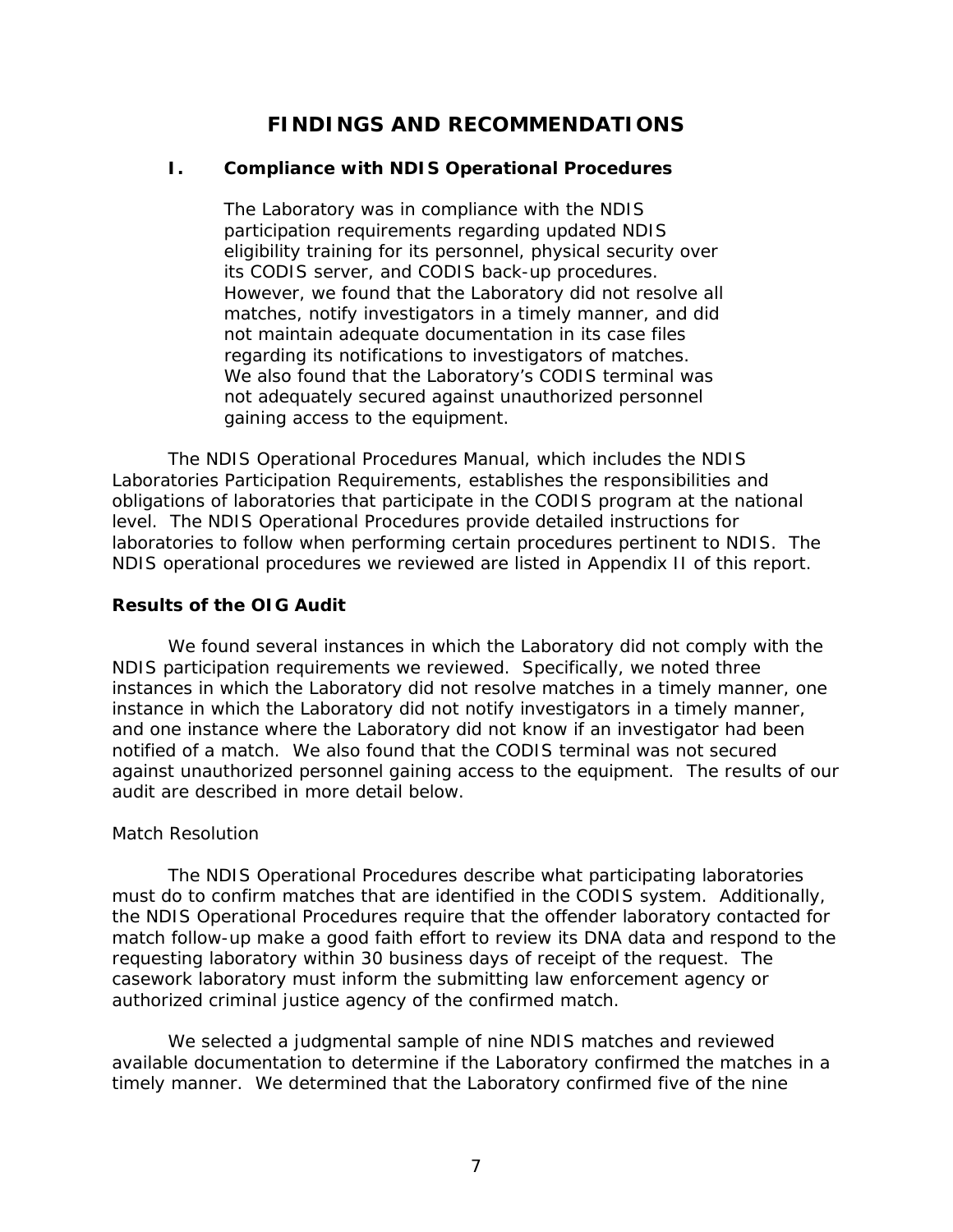# FINDINGS AND RECOMMENDATIONS

## I. Compliance with NDIS Operational Procedures

> The Laboratory was in compliance with the NDIS participation requirements regarding updated NDIS eligibility training for its personnel, physical security over its CODIS server, and CODIS back-up procedures. However, we found that the Laboratory did not resolve all matches, notify investigators in a timely manner, and did not maintain adequate documentation in its case files regarding its notifications to investigators of matches. We also found that the Laboratory's CODIS terminal was not adequately secured against unauthorized personnel gaining access to the equipment.

The NDIS Operational Procedures Manual, which includes the NDIS Laboratories Participation Requirements, establishes the responsibilities and obligations of laboratories that participate in the CODIS program at the national level. The NDIS Operational Procedures provide detailed instructions for laboratories to follow when performing certain procedures pertinent to NDIS. The NDIS operational procedures we reviewed are listed in Appendix II of this report.

### Results of the OIG Audit

We found several instances in which the Laboratory did not comply with the NDIS participation requirements we reviewed. Specifically, we noted three instances in which the Laboratory did not resolve matches in a timely manner, one instance in which the Laboratory did not notify investigators in a timely manner, and one instance where the Laboratory did not know if an investigator had been notified of a match. We also found that the CODIS terminal was not secured against unauthorized personnel gaining access to the equipment. The results of our audit are described in more detail below.

#### Match Resolution

The NDIS Operational Procedures describe what participating laboratories must do to confirm matches that are identified in the CODIS system. Additionally, the NDIS Operational Procedures require that the offender laboratory contacted for match follow-up make a good faith effort to review its DNA data and respond to the requesting laboratory within 30 business days of receipt of the request. The casework laboratory must inform the submitting law enforcement agency or authorized criminal justice agency of the confirmed match.

We selected a judgmental sample of nine NDIS matches and reviewed available documentation to determine if the Laboratory confirmed the matches in a timely manner. We determined that the Laboratory confirmed five of the nine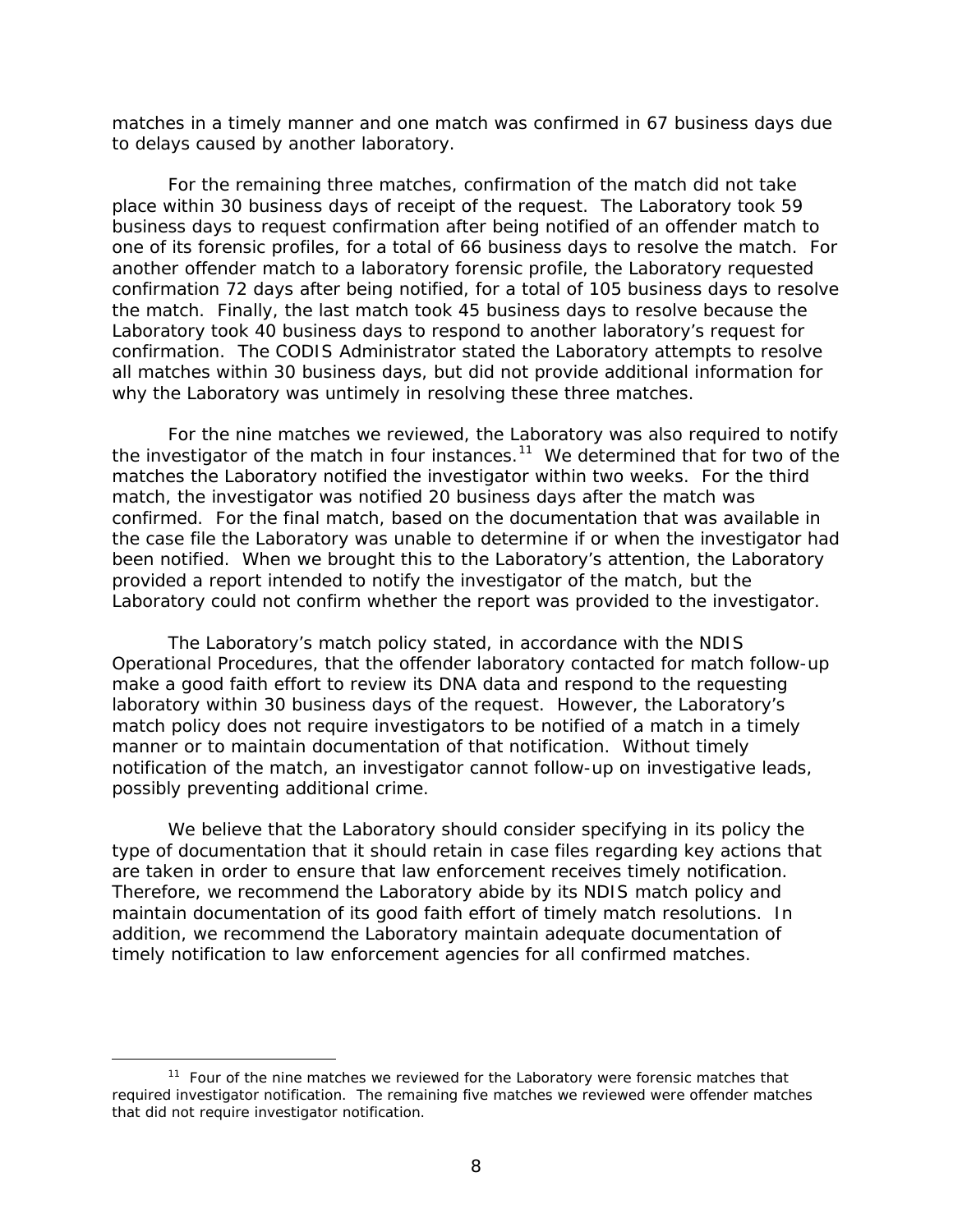matches in a timely manner and one match was confirmed in 67 business days due to delays caused by another laboratory.

For the remaining three matches, confirmation of the match did not take place within 30 business days of receipt of the request. The Laboratory took 59 business days to request confirmation after being notified of an offender match to one of its forensic profiles, for a total of 66 business days to resolve the match. For another offender match to a laboratory forensic profile, the Laboratory requested confirmation 72 days after being notified, for a total of 105 business days to resolve the match. Finally, the last match took 45 business days to resolve because the Laboratory took 40 business days to respond to another laboratory's request for confirmation. The CODIS Administrator stated the Laboratory attempts to resolve all matches within 30 business days, but did not provide additional information for why the Laboratory was untimely in resolving these three matches.

For the nine matches we reviewed, the Laboratory was also required to notify the investigator of the match in four instances.[11] We determined that for two of the matches the Laboratory notified the investigator within two weeks. For the third match, the investigator was notified 20 business days after the match was confirmed. For the final match, based on the documentation that was available in the case file the Laboratory was unable to determine if or when the investigator had been notified. When we brought this to the Laboratory's attention, the Laboratory provided a report intended to notify the investigator of the match, but the Laboratory could not confirm whether the report was provided to the investigator.

The Laboratory's match policy stated, in accordance with the NDIS Operational Procedures, that the offender laboratory contacted for match follow-up make a good faith effort to review its DNA data and respond to the requesting laboratory within 30 business days of the request. However, the Laboratory's match policy does not require investigators to be notified of a match in a timely manner or to maintain documentation of that notification. Without timely notification of the match, an investigator cannot follow-up on investigative leads, possibly preventing additional crime.

We believe that the Laboratory should consider specifying in its policy the type of documentation that it should retain in case files regarding key actions that are taken in order to ensure that law enforcement receives timely notification. Therefore, we recommend the Laboratory abide by its NDIS match policy and maintain documentation of its good faith effort of timely match resolutions. In addition, we recommend the Laboratory maintain adequate documentation of timely notification to law enforcement agencies for all confirmed matches.

---

[11] Four of the nine matches we reviewed for the Laboratory were forensic matches that required investigator notification. The remaining five matches we reviewed were offender matches that did not require investigator notification.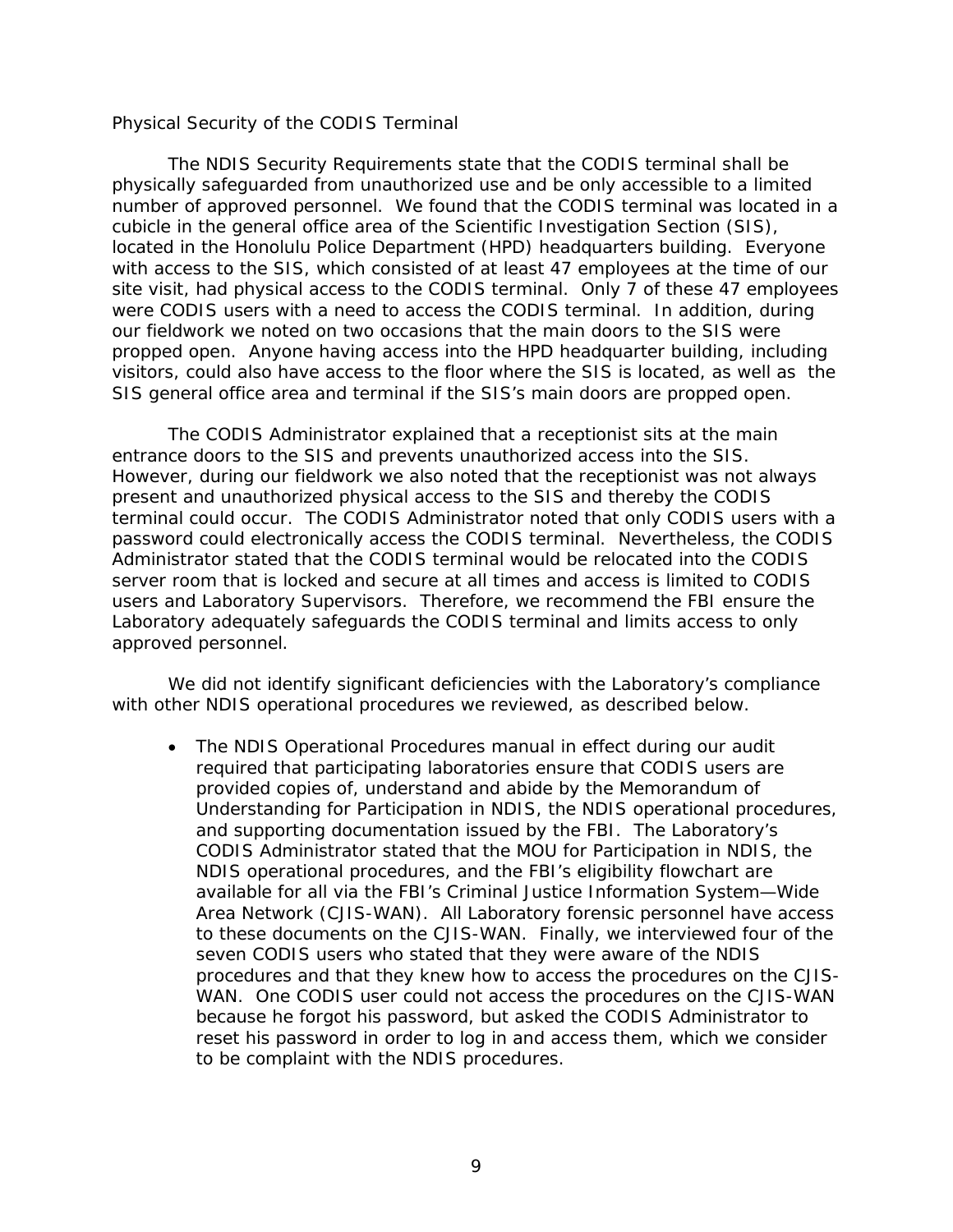Physical Security of the CODIS Terminal

The NDIS Security Requirements state that the CODIS terminal shall be physically safeguarded from unauthorized use and be only accessible to a limited number of approved personnel. We found that the CODIS terminal was located in a cubicle in the general office area of the Scientific Investigation Section (SIS), located in the Honolulu Police Department (HPD) headquarters building. Everyone with access to the SIS, which consisted of at least 47 employees at the time of our site visit, had physical access to the CODIS terminal. Only 7 of these 47 employees were CODIS users with a need to access the CODIS terminal. In addition, during our fieldwork we noted on two occasions that the main doors to the SIS were propped open. Anyone having access into the HPD headquarter building, including visitors, could also have access to the floor where the SIS is located, as well as the SIS general office area and terminal if the SIS's main doors are propped open.

The CODIS Administrator explained that a receptionist sits at the main entrance doors to the SIS and prevents unauthorized access into the SIS. However, during our fieldwork we also noted that the receptionist was not always present and unauthorized physical access to the SIS and thereby the CODIS terminal could occur. The CODIS Administrator noted that only CODIS users with a password could electronically access the CODIS terminal. Nevertheless, the CODIS Administrator stated that the CODIS terminal would be relocated into the CODIS server room that is locked and secure at all times and access is limited to CODIS users and Laboratory Supervisors. Therefore, we recommend the FBI ensure the Laboratory adequately safeguards the CODIS terminal and limits access to only approved personnel.

We did not identify significant deficiencies with the Laboratory's compliance with other NDIS operational procedures we reviewed, as described below.

- The NDIS Operational Procedures manual in effect during our audit required that participating laboratories ensure that CODIS users are provided copies of, understand and abide by the Memorandum of Understanding for Participation in NDIS, the NDIS operational procedures, and supporting documentation issued by the FBI. The Laboratory's CODIS Administrator stated that the MOU for Participation in NDIS, the NDIS operational procedures, and the FBI's eligibility flowchart are available for all via the FBI's Criminal Justice Information System—Wide Area Network (CJIS-WAN). All Laboratory forensic personnel have access to these documents on the CJIS-WAN. Finally, we interviewed four of the seven CODIS users who stated that they were aware of the NDIS procedures and that they knew how to access the procedures on the CJIS-WAN. One CODIS user could not access the procedures on the CJIS-WAN because he forgot his password, but asked the CODIS Administrator to reset his password in order to log in and access them, which we consider to be complaint with the NDIS procedures.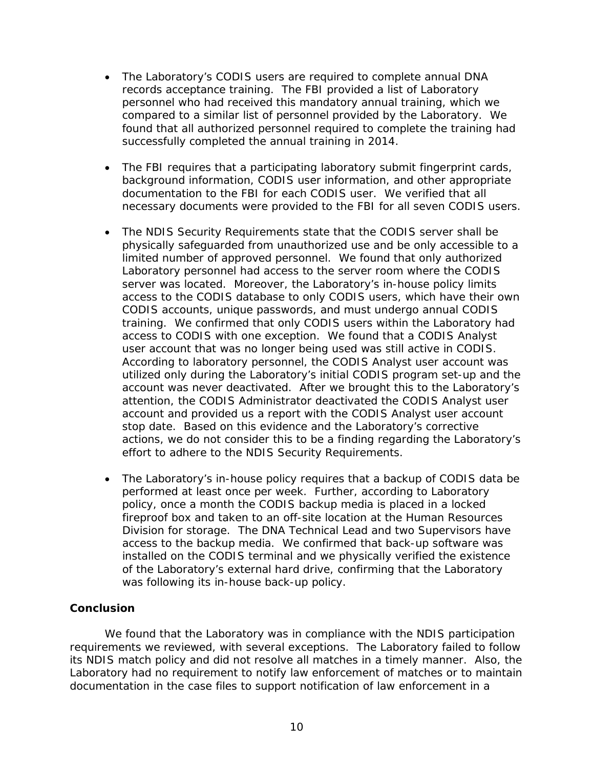- The Laboratory's CODIS users are required to complete annual DNA records acceptance training. The FBI provided a list of Laboratory personnel who had received this mandatory annual training, which we compared to a similar list of personnel provided by the Laboratory. We found that all authorized personnel required to complete the training had successfully completed the annual training in 2014.

- The FBI requires that a participating laboratory submit fingerprint cards, background information, CODIS user information, and other appropriate documentation to the FBI for each CODIS user. We verified that all necessary documents were provided to the FBI for all seven CODIS users.

- The NDIS Security Requirements state that the CODIS server shall be physically safeguarded from unauthorized use and be only accessible to a limited number of approved personnel. We found that only authorized Laboratory personnel had access to the server room where the CODIS server was located. Moreover, the Laboratory's in-house policy limits access to the CODIS database to only CODIS users, which have their own CODIS accounts, unique passwords, and must undergo annual CODIS training. We confirmed that only CODIS users within the Laboratory had access to CODIS with one exception. We found that a CODIS Analyst user account that was no longer being used was still active in CODIS. According to laboratory personnel, the CODIS Analyst user account was utilized only during the Laboratory's initial CODIS program set-up and the account was never deactivated. After we brought this to the Laboratory's attention, the CODIS Administrator deactivated the CODIS Analyst user account and provided us a report with the CODIS Analyst user account stop date. Based on this evidence and the Laboratory's corrective actions, we do not consider this to be a finding regarding the Laboratory's effort to adhere to the NDIS Security Requirements.

- The Laboratory's in-house policy requires that a backup of CODIS data be performed at least once per week. Further, according to Laboratory policy, once a month the CODIS backup media is placed in a locked fireproof box and taken to an off-site location at the Human Resources Division for storage. The DNA Technical Lead and two Supervisors have access to the backup media. We confirmed that back-up software was installed on the CODIS terminal and we physically verified the existence of the Laboratory's external hard drive, confirming that the Laboratory was following its in-house back-up policy.

## Conclusion

We found that the Laboratory was in compliance with the NDIS participation requirements we reviewed, with several exceptions. The Laboratory failed to follow its NDIS match policy and did not resolve all matches in a timely manner. Also, the Laboratory had no requirement to notify law enforcement of matches or to maintain documentation in the case files to support notification of law enforcement in a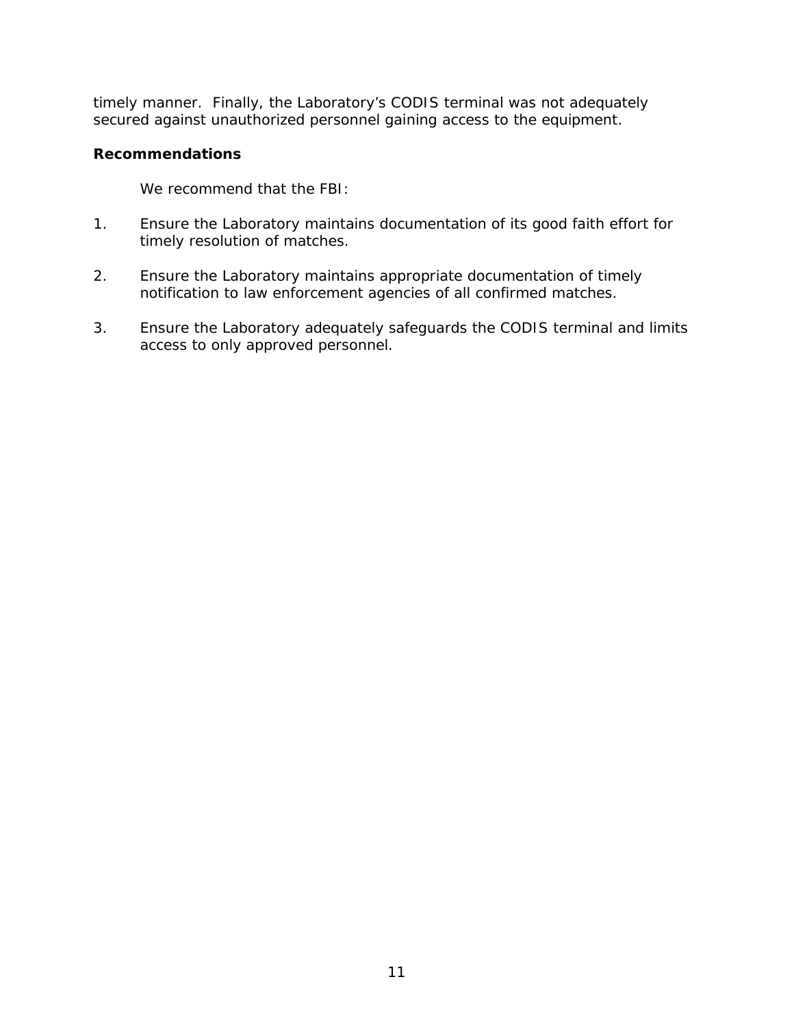timely manner. Finally, the Laboratory's CODIS terminal was not adequately secured against unauthorized personnel gaining access to the equipment.

**Recommendations**

We recommend that the FBI:

1. Ensure the Laboratory maintains documentation of its good faith effort for timely resolution of matches.

2. Ensure the Laboratory maintains appropriate documentation of timely notification to law enforcement agencies of all confirmed matches.

3. Ensure the Laboratory adequately safeguards the CODIS terminal and limits access to only approved personnel.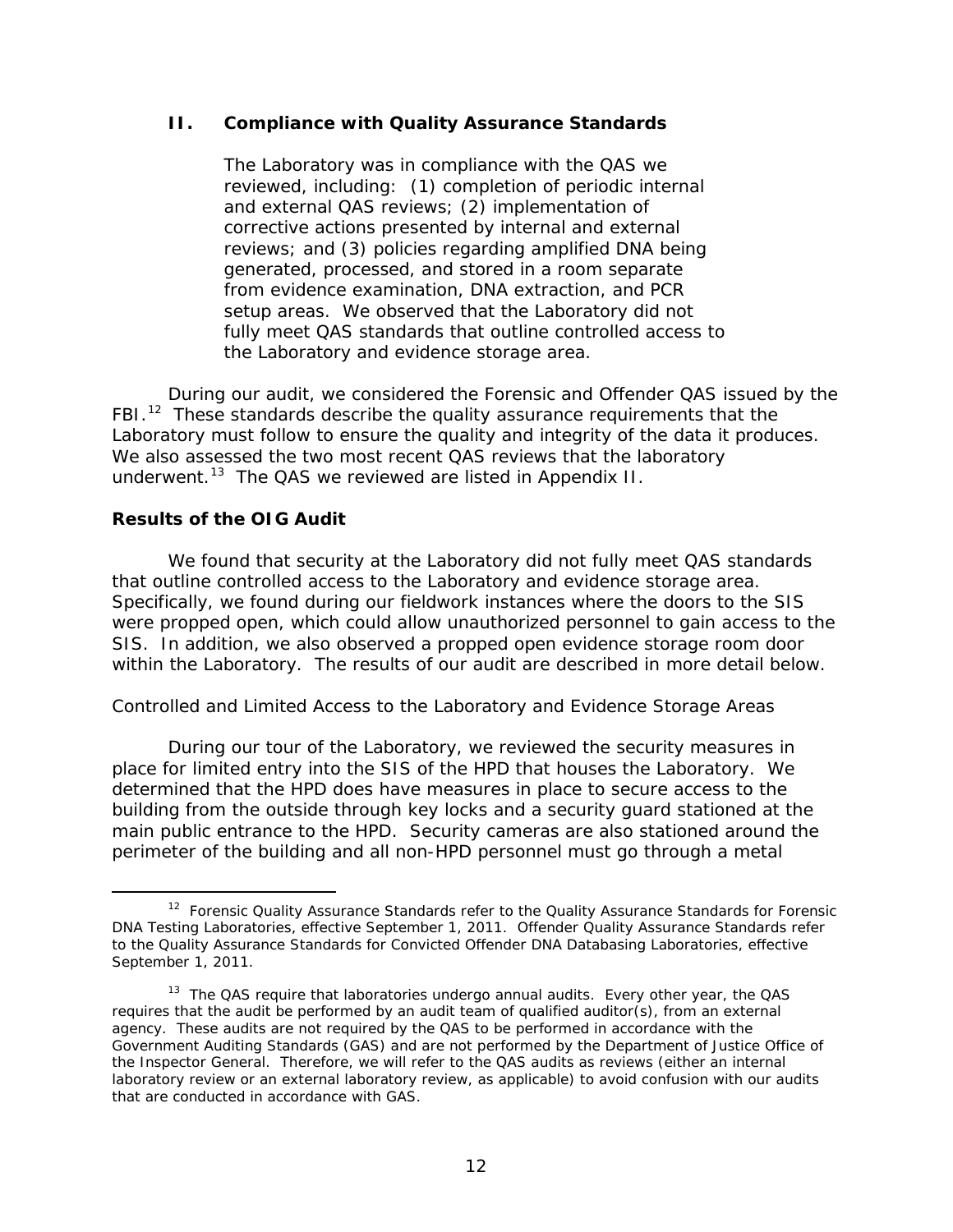## II. Compliance with Quality Assurance Standards

> The Laboratory was in compliance with the QAS we reviewed, including: (1) completion of periodic internal and external QAS reviews; (2) implementation of corrective actions presented by internal and external reviews; and (3) policies regarding amplified DNA being generated, processed, and stored in a room separate from evidence examination, DNA extraction, and PCR setup areas. We observed that the Laboratory did not fully meet QAS standards that outline controlled access to the Laboratory and evidence storage area.

During our audit, we considered the Forensic and Offender QAS issued by the FBI.[12] These standards describe the quality assurance requirements that the Laboratory must follow to ensure the quality and integrity of the data it produces. We also assessed the two most recent QAS reviews that the laboratory underwent.[13] The QAS we reviewed are listed in Appendix II.

### Results of the OIG Audit

We found that security at the Laboratory did not fully meet QAS standards that outline controlled access to the Laboratory and evidence storage area. Specifically, we found during our fieldwork instances where the doors to the SIS were propped open, which could allow unauthorized personnel to gain access to the SIS. In addition, we also observed a propped open evidence storage room door within the Laboratory. The results of our audit are described in more detail below.

*Controlled and Limited Access to the Laboratory and Evidence Storage Areas*

During our tour of the Laboratory, we reviewed the security measures in place for limited entry into the SIS of the HPD that houses the Laboratory. We determined that the HPD does have measures in place to secure access to the building from the outside through key locks and a security guard stationed at the main public entrance to the HPD. Security cameras are also stationed around the perimeter of the building and all non-HPD personnel must go through a metal

---

[12] Forensic Quality Assurance Standards refer to the Quality Assurance Standards for Forensic DNA Testing Laboratories, effective September 1, 2011. Offender Quality Assurance Standards refer to the Quality Assurance Standards for Convicted Offender DNA Databasing Laboratories, effective September 1, 2011.

[13] The QAS require that laboratories undergo annual audits. Every other year, the QAS requires that the audit be performed by an audit team of qualified auditor(s), from an external agency. These audits are not required by the QAS to be performed in accordance with the Government Auditing Standards (GAS) and are not performed by the Department of Justice Office of the Inspector General. Therefore, we will refer to the QAS audits as reviews (either an internal laboratory review or an external laboratory review, as applicable) to avoid confusion with our audits that are conducted in accordance with GAS.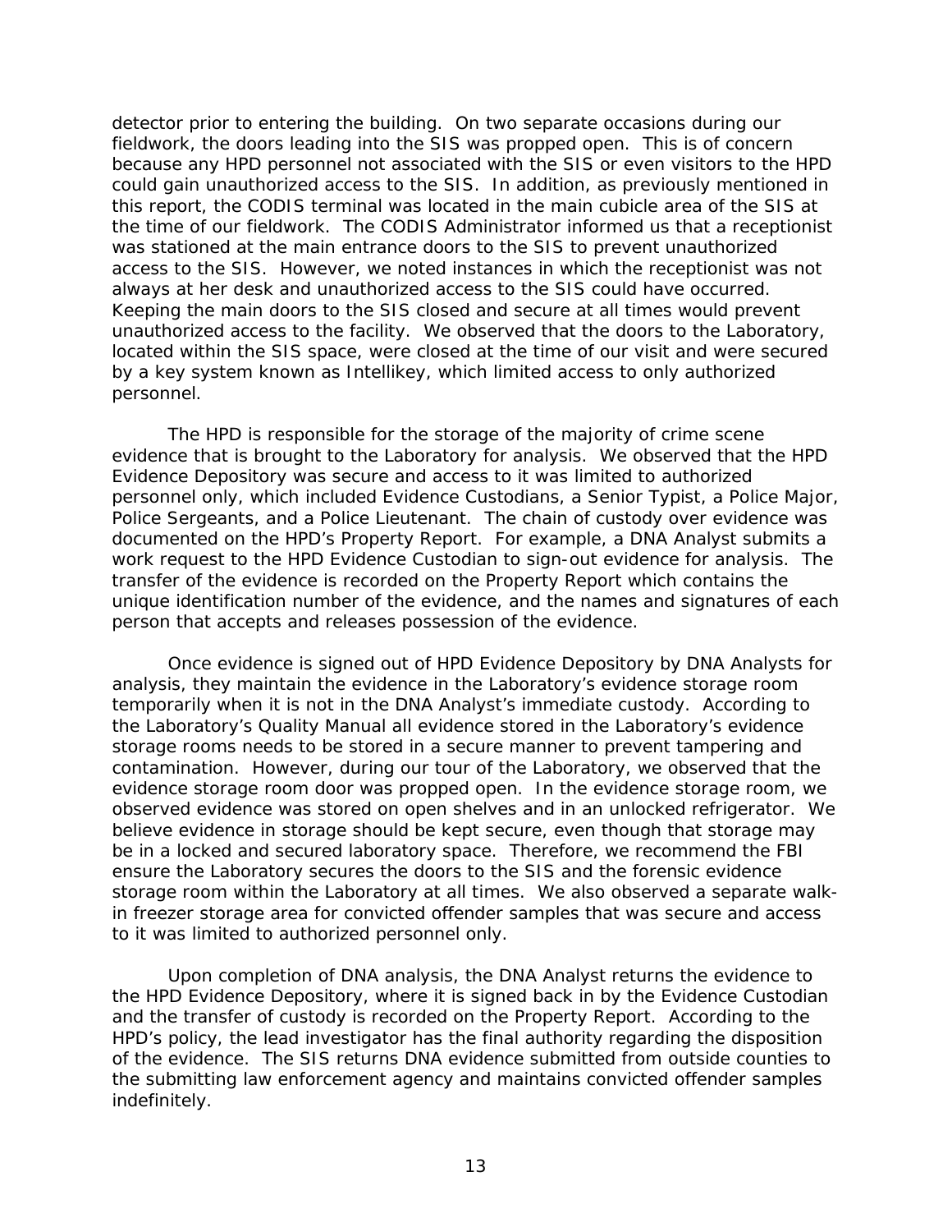detector prior to entering the building. On two separate occasions during our fieldwork, the doors leading into the SIS was propped open. This is of concern because any HPD personnel not associated with the SIS or even visitors to the HPD could gain unauthorized access to the SIS. In addition, as previously mentioned in this report, the CODIS terminal was located in the main cubicle area of the SIS at the time of our fieldwork. The CODIS Administrator informed us that a receptionist was stationed at the main entrance doors to the SIS to prevent unauthorized access to the SIS. However, we noted instances in which the receptionist was not always at her desk and unauthorized access to the SIS could have occurred. Keeping the main doors to the SIS closed and secure at all times would prevent unauthorized access to the facility. We observed that the doors to the Laboratory, located within the SIS space, were closed at the time of our visit and were secured by a key system known as Intellikey, which limited access to only authorized personnel.

The HPD is responsible for the storage of the majority of crime scene evidence that is brought to the Laboratory for analysis. We observed that the HPD Evidence Depository was secure and access to it was limited to authorized personnel only, which included Evidence Custodians, a Senior Typist, a Police Major, Police Sergeants, and a Police Lieutenant. The chain of custody over evidence was documented on the HPD's Property Report. For example, a DNA Analyst submits a work request to the HPD Evidence Custodian to sign-out evidence for analysis. The transfer of the evidence is recorded on the Property Report which contains the unique identification number of the evidence, and the names and signatures of each person that accepts and releases possession of the evidence.

Once evidence is signed out of HPD Evidence Depository by DNA Analysts for analysis, they maintain the evidence in the Laboratory's evidence storage room temporarily when it is not in the DNA Analyst's immediate custody. According to the Laboratory's Quality Manual all evidence stored in the Laboratory's evidence storage rooms needs to be stored in a secure manner to prevent tampering and contamination. However, during our tour of the Laboratory, we observed that the evidence storage room door was propped open. In the evidence storage room, we observed evidence was stored on open shelves and in an unlocked refrigerator. We believe evidence in storage should be kept secure, even though that storage may be in a locked and secured laboratory space. Therefore, we recommend the FBI ensure the Laboratory secures the doors to the SIS and the forensic evidence storage room within the Laboratory at all times. We also observed a separate walk-in freezer storage area for convicted offender samples that was secure and access to it was limited to authorized personnel only.

Upon completion of DNA analysis, the DNA Analyst returns the evidence to the HPD Evidence Depository, where it is signed back in by the Evidence Custodian and the transfer of custody is recorded on the Property Report. According to the HPD's policy, the lead investigator has the final authority regarding the disposition of the evidence. The SIS returns DNA evidence submitted from outside counties to the submitting law enforcement agency and maintains convicted offender samples indefinitely.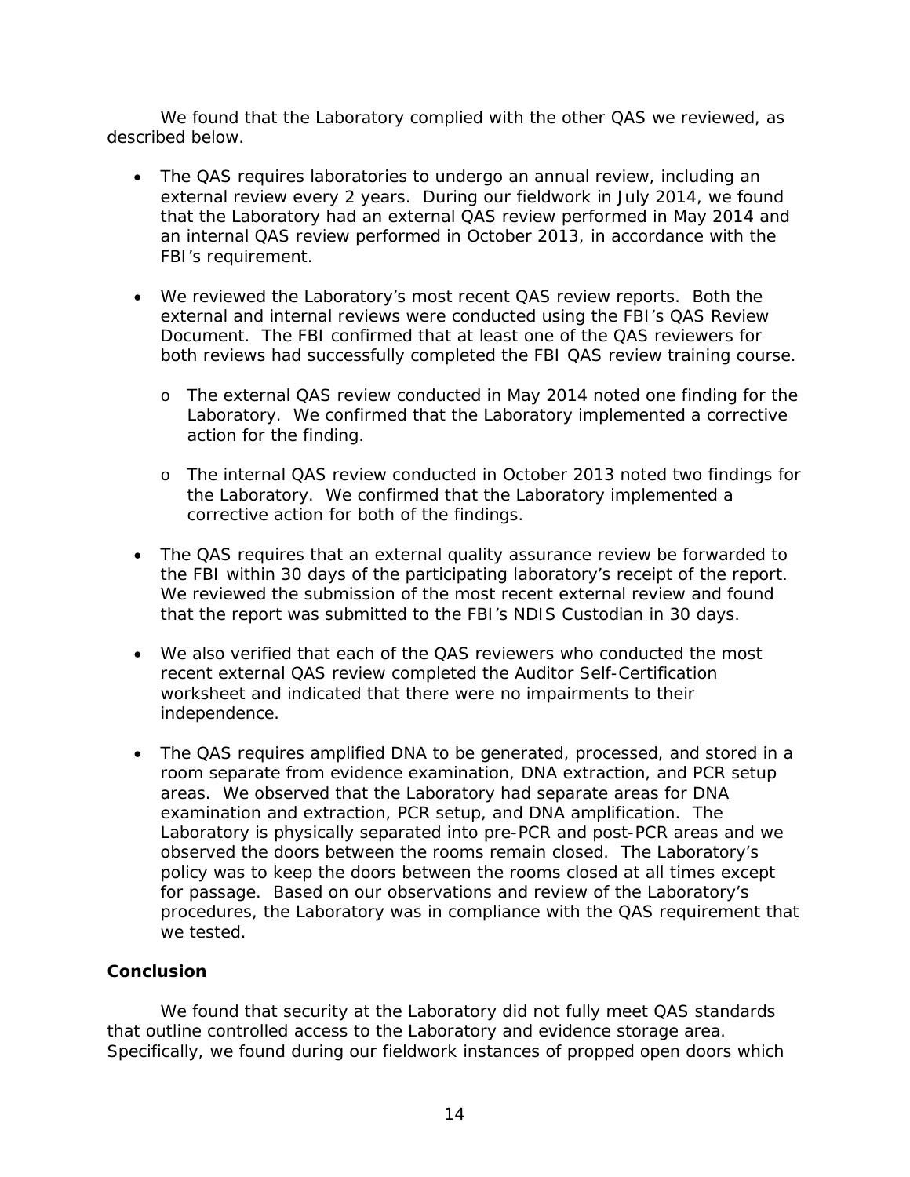We found that the Laboratory complied with the other QAS we reviewed, as described below.

- The QAS requires laboratories to undergo an annual review, including an external review every 2 years. During our fieldwork in July 2014, we found that the Laboratory had an external QAS review performed in May 2014 and an internal QAS review performed in October 2013, in accordance with the FBI's requirement.

- We reviewed the Laboratory's most recent QAS review reports. Both the external and internal reviews were conducted using the FBI's QAS Review Document. The FBI confirmed that at least one of the QAS reviewers for both reviews had successfully completed the FBI QAS review training course.

  - The external QAS review conducted in May 2014 noted one finding for the Laboratory. We confirmed that the Laboratory implemented a corrective action for the finding.

  - The internal QAS review conducted in October 2013 noted two findings for the Laboratory. We confirmed that the Laboratory implemented a corrective action for both of the findings.

- The QAS requires that an external quality assurance review be forwarded to the FBI within 30 days of the participating laboratory's receipt of the report. We reviewed the submission of the most recent external review and found that the report was submitted to the FBI's NDIS Custodian in 30 days.

- We also verified that each of the QAS reviewers who conducted the most recent external QAS review completed the Auditor Self-Certification worksheet and indicated that there were no impairments to their independence.

- The QAS requires amplified DNA to be generated, processed, and stored in a room separate from evidence examination, DNA extraction, and PCR setup areas. We observed that the Laboratory had separate areas for DNA examination and extraction, PCR setup, and DNA amplification. The Laboratory is physically separated into pre-PCR and post-PCR areas and we observed the doors between the rooms remain closed. The Laboratory's policy was to keep the doors between the rooms closed at all times except for passage. Based on our observations and review of the Laboratory's procedures, the Laboratory was in compliance with the QAS requirement that we tested.

## Conclusion

We found that security at the Laboratory did not fully meet QAS standards that outline controlled access to the Laboratory and evidence storage area. Specifically, we found during our fieldwork instances of propped open doors which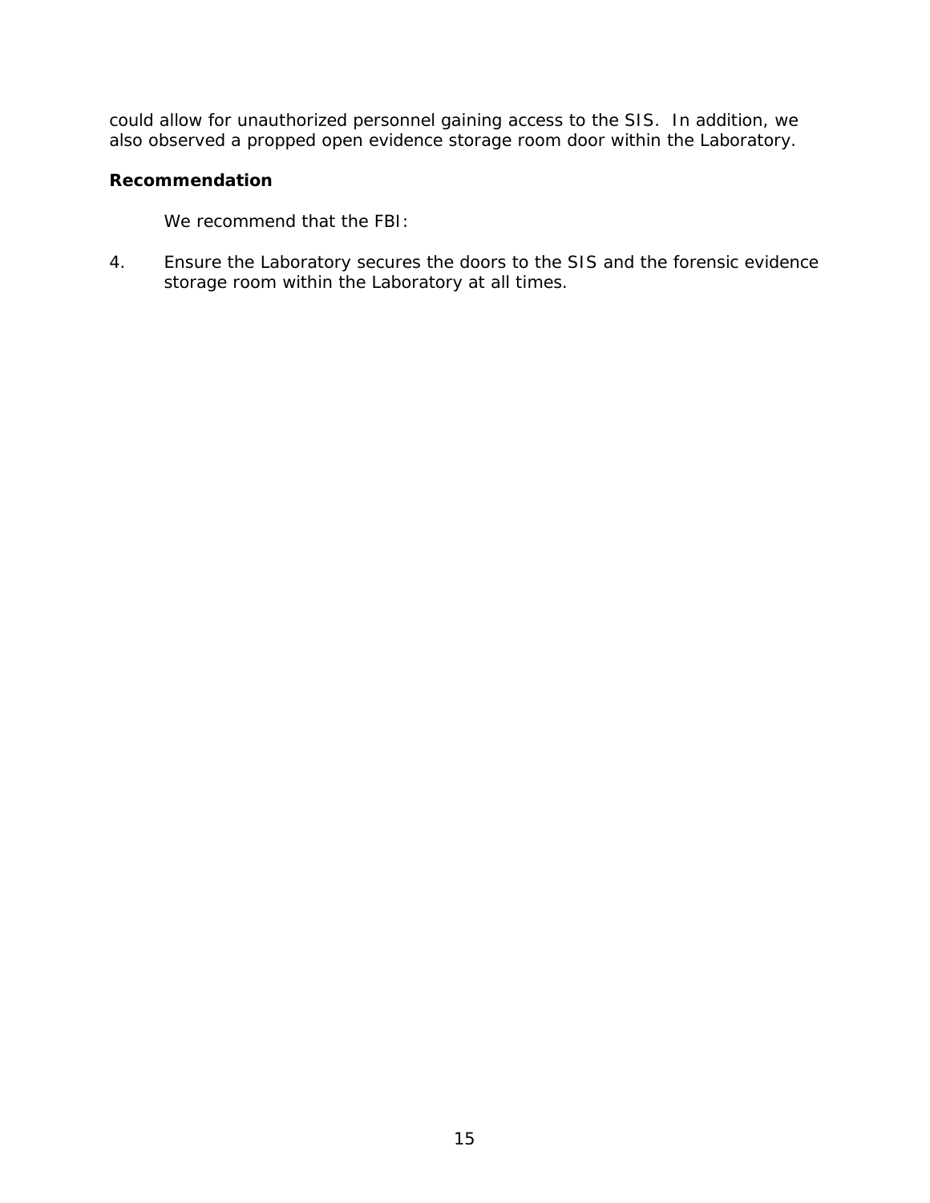could allow for unauthorized personnel gaining access to the SIS. In addition, we also observed a propped open evidence storage room door within the Laboratory.

**Recommendation**

We recommend that the FBI:

4. Ensure the Laboratory secures the doors to the SIS and the forensic evidence storage room within the Laboratory at all times.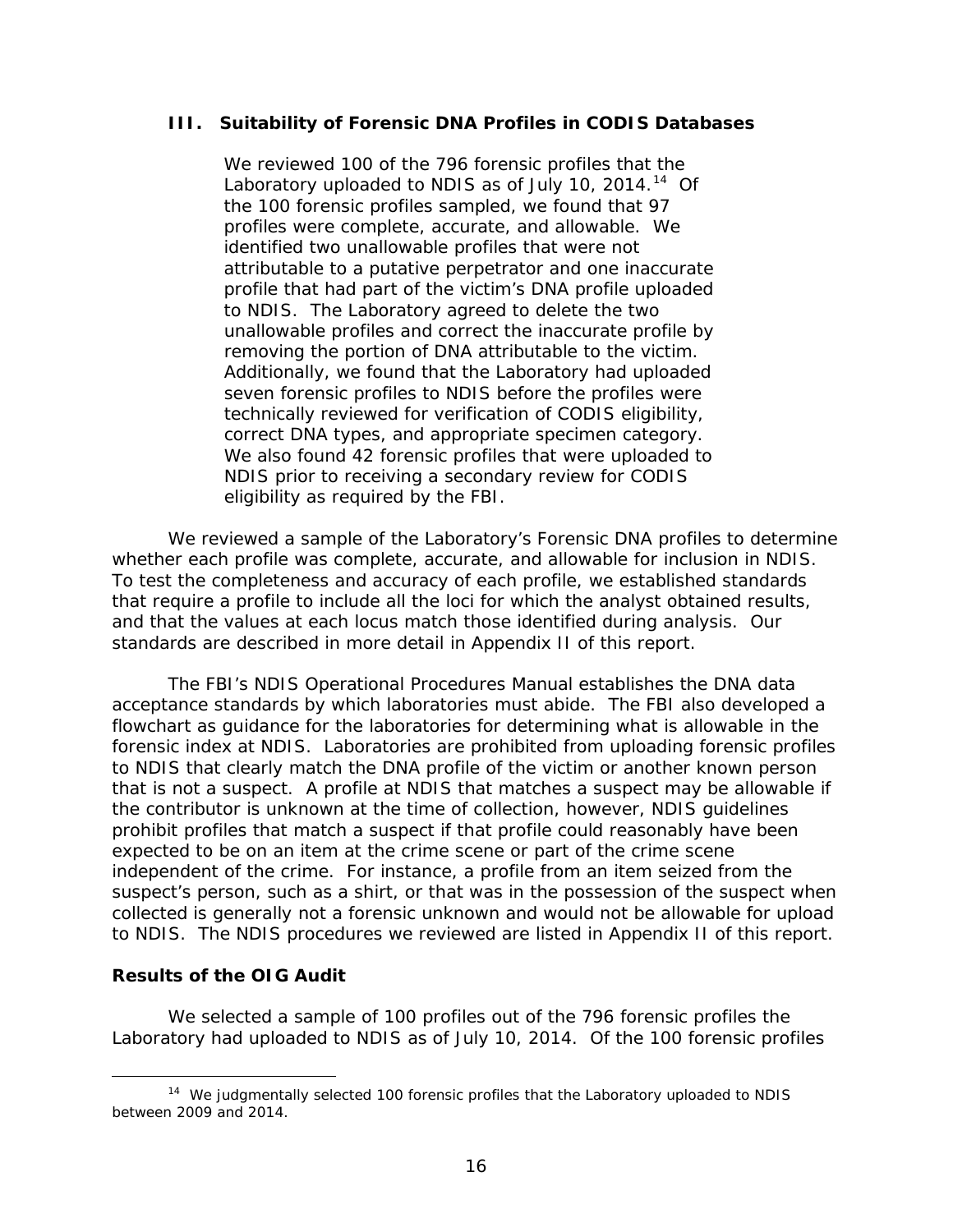## III. Suitability of Forensic DNA Profiles in CODIS Databases

> We reviewed 100 of the 796 forensic profiles that the Laboratory uploaded to NDIS as of July 10, 2014.[14] Of the 100 forensic profiles sampled, we found that 97 profiles were complete, accurate, and allowable. We identified two unallowable profiles that were not attributable to a putative perpetrator and one inaccurate profile that had part of the victim's DNA profile uploaded to NDIS. The Laboratory agreed to delete the two unallowable profiles and correct the inaccurate profile by removing the portion of DNA attributable to the victim. Additionally, we found that the Laboratory had uploaded seven forensic profiles to NDIS before the profiles were technically reviewed for verification of CODIS eligibility, correct DNA types, and appropriate specimen category. We also found 42 forensic profiles that were uploaded to NDIS prior to receiving a secondary review for CODIS eligibility as required by the FBI.

We reviewed a sample of the Laboratory's Forensic DNA profiles to determine whether each profile was complete, accurate, and allowable for inclusion in NDIS. To test the completeness and accuracy of each profile, we established standards that require a profile to include all the loci for which the analyst obtained results, and that the values at each locus match those identified during analysis. Our standards are described in more detail in Appendix II of this report.

The FBI's NDIS Operational Procedures Manual establishes the DNA data acceptance standards by which laboratories must abide. The FBI also developed a flowchart as guidance for the laboratories for determining what is allowable in the forensic index at NDIS. Laboratories are prohibited from uploading forensic profiles to NDIS that clearly match the DNA profile of the victim or another known person that is not a suspect. A profile at NDIS that matches a suspect may be allowable if the contributor is unknown at the time of collection, however, NDIS guidelines prohibit profiles that match a suspect if that profile could reasonably have been expected to be on an item at the crime scene or part of the crime scene independent of the crime. For instance, a profile from an item seized from the suspect's person, such as a shirt, or that was in the possession of the suspect when collected is generally not a forensic unknown and would not be allowable for upload to NDIS. The NDIS procedures we reviewed are listed in Appendix II of this report.

### Results of the OIG Audit

We selected a sample of 100 profiles out of the 796 forensic profiles the Laboratory had uploaded to NDIS as of July 10, 2014. Of the 100 forensic profiles

---

[14] We judgmentally selected 100 forensic profiles that the Laboratory uploaded to NDIS between 2009 and 2014.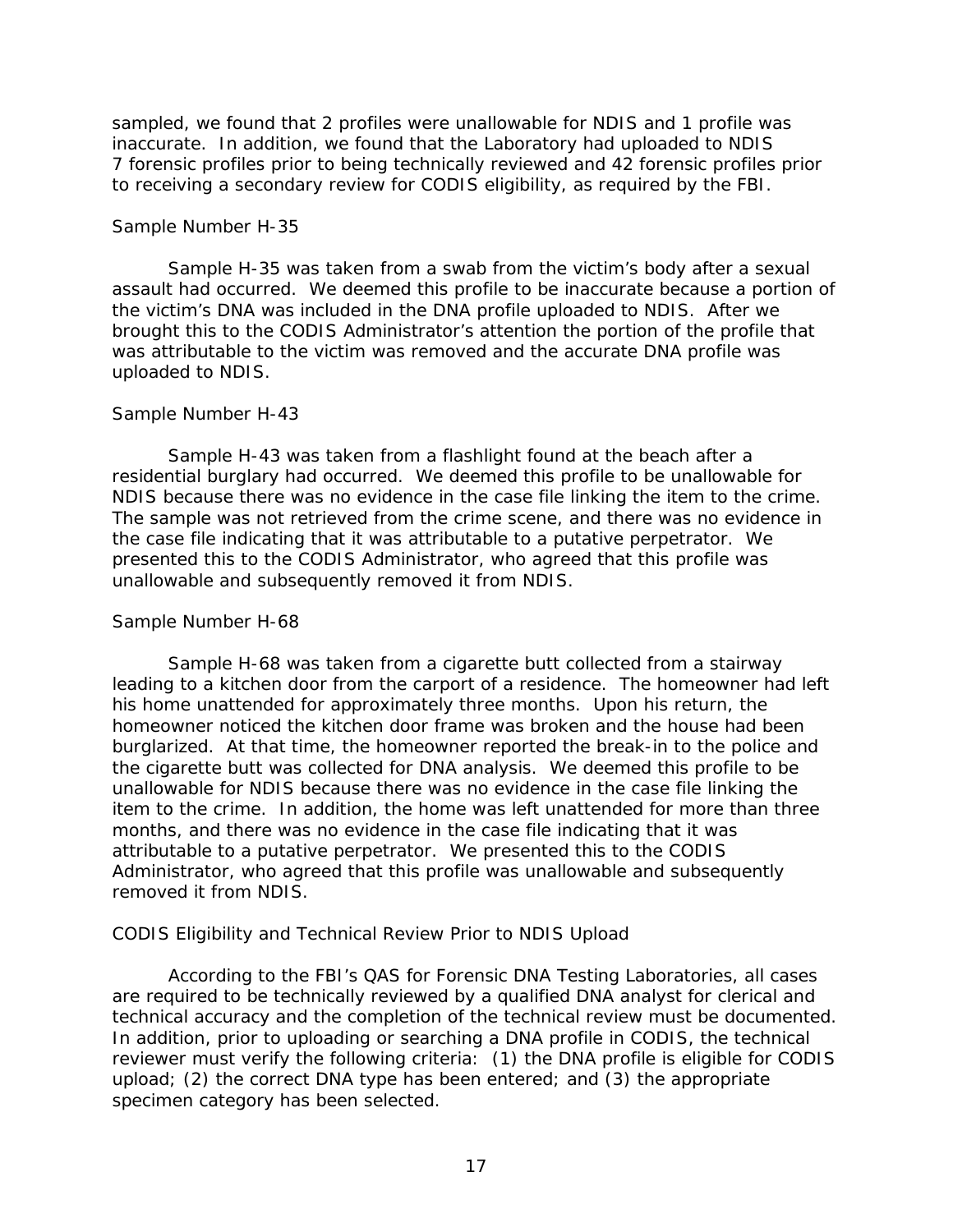sampled, we found that 2 profiles were unallowable for NDIS and 1 profile was inaccurate. In addition, we found that the Laboratory had uploaded to NDIS 7 forensic profiles prior to being technically reviewed and 42 forensic profiles prior to receiving a secondary review for CODIS eligibility, as required by the FBI.

#### Sample Number H-35

Sample H-35 was taken from a swab from the victim's body after a sexual assault had occurred. We deemed this profile to be inaccurate because a portion of the victim's DNA was included in the DNA profile uploaded to NDIS. After we brought this to the CODIS Administrator's attention the portion of the profile that was attributable to the victim was removed and the accurate DNA profile was uploaded to NDIS.

#### Sample Number H-43

Sample H-43 was taken from a flashlight found at the beach after a residential burglary had occurred. We deemed this profile to be unallowable for NDIS because there was no evidence in the case file linking the item to the crime. The sample was not retrieved from the crime scene, and there was no evidence in the case file indicating that it was attributable to a putative perpetrator. We presented this to the CODIS Administrator, who agreed that this profile was unallowable and subsequently removed it from NDIS.

#### Sample Number H-68

Sample H-68 was taken from a cigarette butt collected from a stairway leading to a kitchen door from the carport of a residence. The homeowner had left his home unattended for approximately three months. Upon his return, the homeowner noticed the kitchen door frame was broken and the house had been burglarized. At that time, the homeowner reported the break-in to the police and the cigarette butt was collected for DNA analysis. We deemed this profile to be unallowable for NDIS because there was no evidence in the case file linking the item to the crime. In addition, the home was left unattended for more than three months, and there was no evidence in the case file indicating that it was attributable to a putative perpetrator. We presented this to the CODIS Administrator, who agreed that this profile was unallowable and subsequently removed it from NDIS.

#### CODIS Eligibility and Technical Review Prior to NDIS Upload

According to the FBI's QAS for Forensic DNA Testing Laboratories, all cases are required to be technically reviewed by a qualified DNA analyst for clerical and technical accuracy and the completion of the technical review must be documented. In addition, prior to uploading or searching a DNA profile in CODIS, the technical reviewer must verify the following criteria: (1) the DNA profile is eligible for CODIS upload; (2) the correct DNA type has been entered; and (3) the appropriate specimen category has been selected.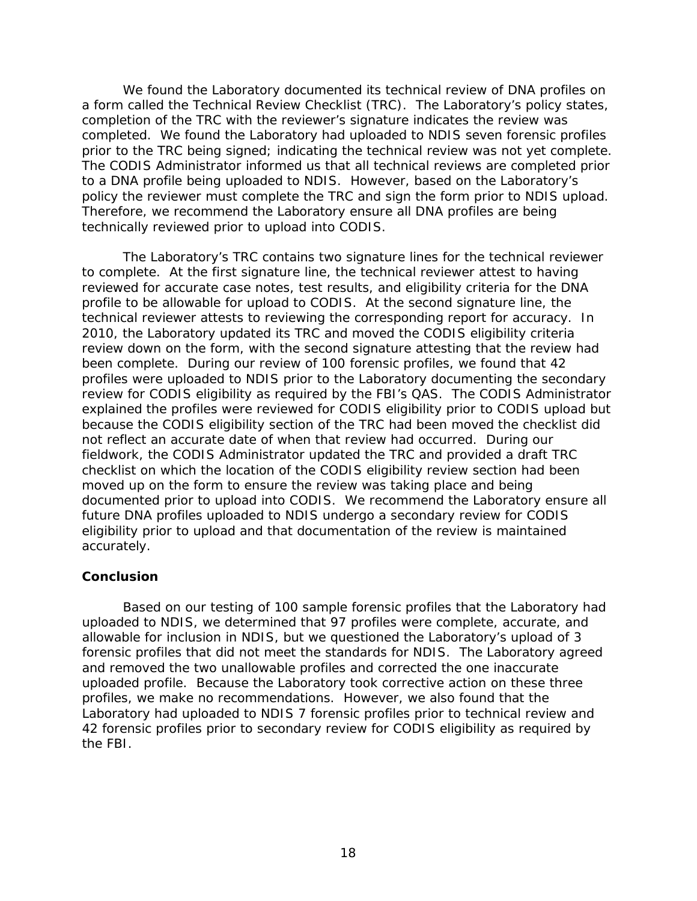We found the Laboratory documented its technical review of DNA profiles on a form called the Technical Review Checklist (TRC). The Laboratory's policy states, completion of the TRC with the reviewer's signature indicates the review was completed. We found the Laboratory had uploaded to NDIS seven forensic profiles prior to the TRC being signed; indicating the technical review was not yet complete. The CODIS Administrator informed us that all technical reviews are completed prior to a DNA profile being uploaded to NDIS. However, based on the Laboratory's policy the reviewer must complete the TRC and sign the form prior to NDIS upload. Therefore, we recommend the Laboratory ensure all DNA profiles are being technically reviewed prior to upload into CODIS.

The Laboratory's TRC contains two signature lines for the technical reviewer to complete. At the first signature line, the technical reviewer attest to having reviewed for accurate case notes, test results, and eligibility criteria for the DNA profile to be allowable for upload to CODIS. At the second signature line, the technical reviewer attests to reviewing the corresponding report for accuracy. In 2010, the Laboratory updated its TRC and moved the CODIS eligibility criteria review down on the form, with the second signature attesting that the review had been complete. During our review of 100 forensic profiles, we found that 42 profiles were uploaded to NDIS prior to the Laboratory documenting the secondary review for CODIS eligibility as required by the FBI's QAS. The CODIS Administrator explained the profiles were reviewed for CODIS eligibility prior to CODIS upload but because the CODIS eligibility section of the TRC had been moved the checklist did not reflect an accurate date of when that review had occurred. During our fieldwork, the CODIS Administrator updated the TRC and provided a draft TRC checklist on which the location of the CODIS eligibility review section had been moved up on the form to ensure the review was taking place and being documented prior to upload into CODIS. We recommend the Laboratory ensure all future DNA profiles uploaded to NDIS undergo a secondary review for CODIS eligibility prior to upload and that documentation of the review is maintained accurately.

## Conclusion

Based on our testing of 100 sample forensic profiles that the Laboratory had uploaded to NDIS, we determined that 97 profiles were complete, accurate, and allowable for inclusion in NDIS, but we questioned the Laboratory's upload of 3 forensic profiles that did not meet the standards for NDIS. The Laboratory agreed and removed the two unallowable profiles and corrected the one inaccurate uploaded profile. Because the Laboratory took corrective action on these three profiles, we make no recommendations. However, we also found that the Laboratory had uploaded to NDIS 7 forensic profiles prior to technical review and 42 forensic profiles prior to secondary review for CODIS eligibility as required by the FBI.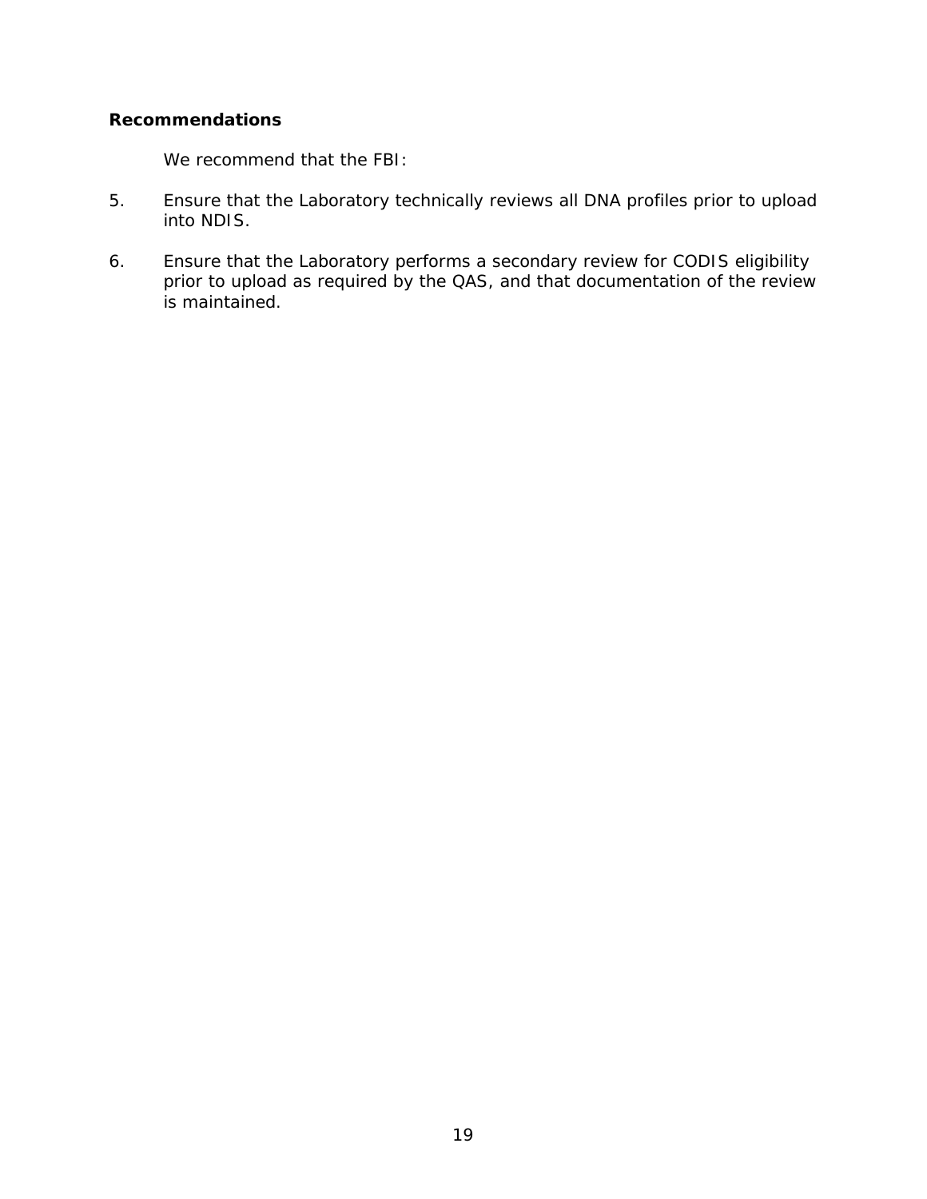**Recommendations**

We recommend that the FBI:

5. Ensure that the Laboratory technically reviews all DNA profiles prior to upload into NDIS.

6. Ensure that the Laboratory performs a secondary review for CODIS eligibility prior to upload as required by the QAS, and that documentation of the review is maintained.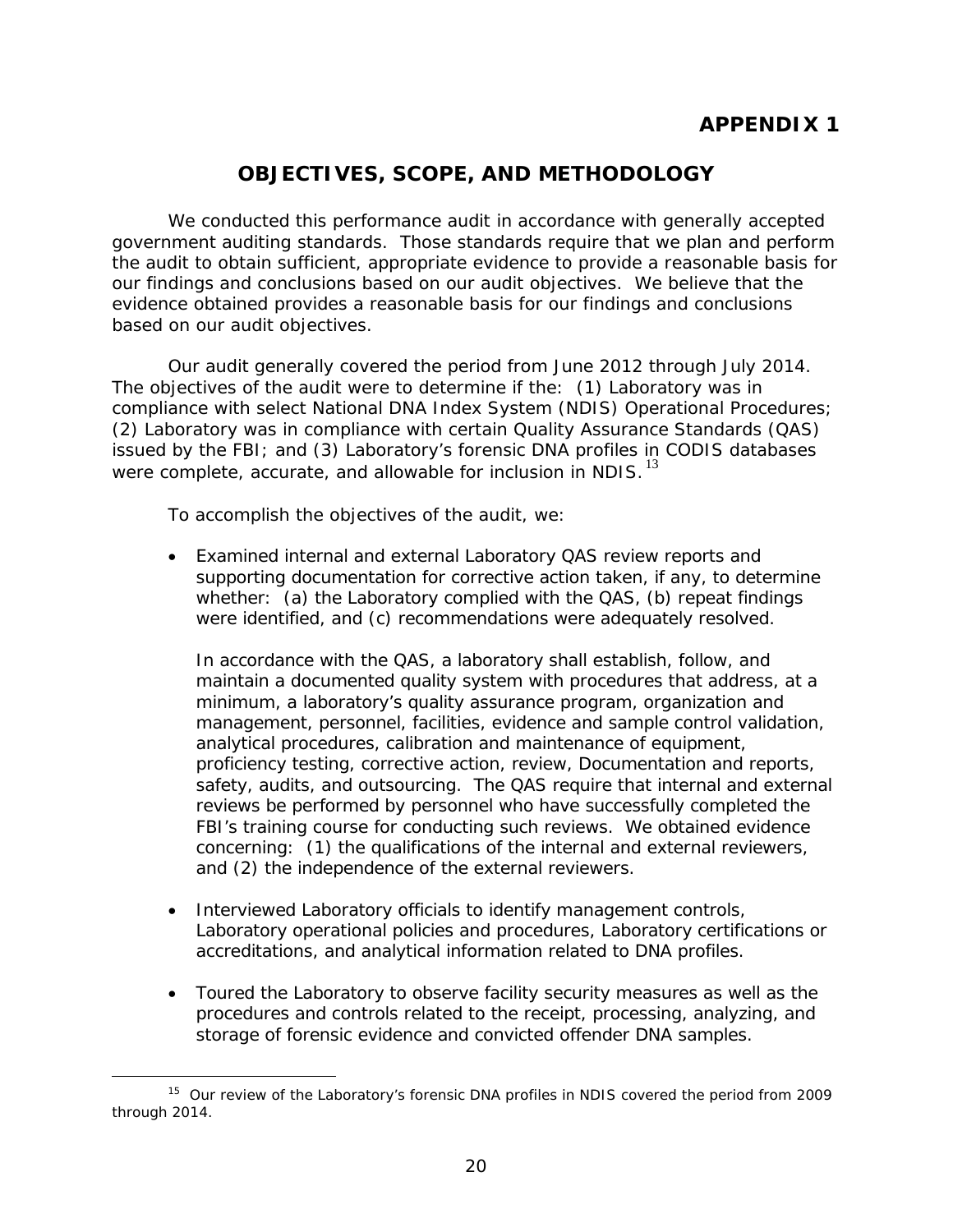# APPENDIX 1

## OBJECTIVES, SCOPE, AND METHODOLOGY

We conducted this performance audit in accordance with generally accepted government auditing standards. Those standards require that we plan and perform the audit to obtain sufficient, appropriate evidence to provide a reasonable basis for our findings and conclusions based on our audit objectives. We believe that the evidence obtained provides a reasonable basis for our findings and conclusions based on our audit objectives.

Our audit generally covered the period from June 2012 through July 2014. The objectives of the audit were to determine if the: (1) Laboratory was in compliance with select National DNA Index System (NDIS) Operational Procedures; (2) Laboratory was in compliance with certain Quality Assurance Standards (QAS) issued by the FBI; and (3) Laboratory's forensic DNA profiles in CODIS databases were complete, accurate, and allowable for inclusion in NDIS.[13]

To accomplish the objectives of the audit, we:

- Examined internal and external Laboratory QAS review reports and supporting documentation for corrective action taken, if any, to determine whether: (a) the Laboratory complied with the QAS, (b) repeat findings were identified, and (c) recommendations were adequately resolved.

  In accordance with the QAS, a laboratory shall establish, follow, and maintain a documented quality system with procedures that address, at a minimum, a laboratory's quality assurance program, organization and management, personnel, facilities, evidence and sample control validation, analytical procedures, calibration and maintenance of equipment, proficiency testing, corrective action, review, Documentation and reports, safety, audits, and outsourcing. The QAS require that internal and external reviews be performed by personnel who have successfully completed the FBI's training course for conducting such reviews. We obtained evidence concerning: (1) the qualifications of the internal and external reviewers, and (2) the independence of the external reviewers.

- Interviewed Laboratory officials to identify management controls, Laboratory operational policies and procedures, Laboratory certifications or accreditations, and analytical information related to DNA profiles.

- Toured the Laboratory to observe facility security measures as well as the procedures and controls related to the receipt, processing, analyzing, and storage of forensic evidence and convicted offender DNA samples.

[15] Our review of the Laboratory's forensic DNA profiles in NDIS covered the period from 2009 through 2014.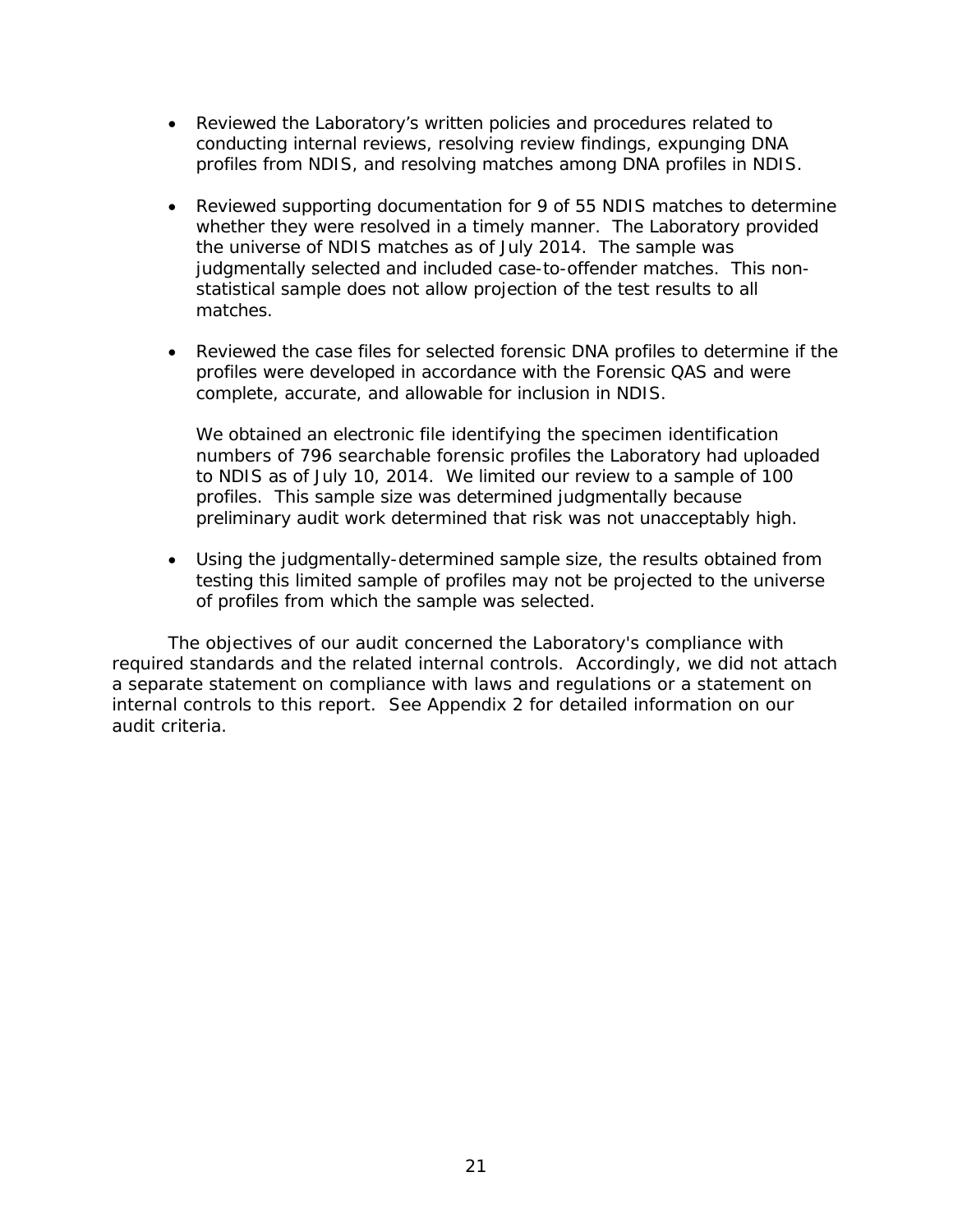- Reviewed the Laboratory's written policies and procedures related to conducting internal reviews, resolving review findings, expunging DNA profiles from NDIS, and resolving matches among DNA profiles in NDIS.

- Reviewed supporting documentation for 9 of 55 NDIS matches to determine whether they were resolved in a timely manner. The Laboratory provided the universe of NDIS matches as of July 2014. The sample was judgmentally selected and included case-to-offender matches. This non-statistical sample does not allow projection of the test results to all matches.

- Reviewed the case files for selected forensic DNA profiles to determine if the profiles were developed in accordance with the Forensic QAS and were complete, accurate, and allowable for inclusion in NDIS.

  We obtained an electronic file identifying the specimen identification numbers of 796 searchable forensic profiles the Laboratory had uploaded to NDIS as of July 10, 2014. We limited our review to a sample of 100 profiles. This sample size was determined judgmentally because preliminary audit work determined that risk was not unacceptably high.

- Using the judgmentally-determined sample size, the results obtained from testing this limited sample of profiles may not be projected to the universe of profiles from which the sample was selected.

The objectives of our audit concerned the Laboratory's compliance with required standards and the related internal controls. Accordingly, we did not attach a separate statement on compliance with laws and regulations or a statement on internal controls to this report. See Appendix 2 for detailed information on our audit criteria.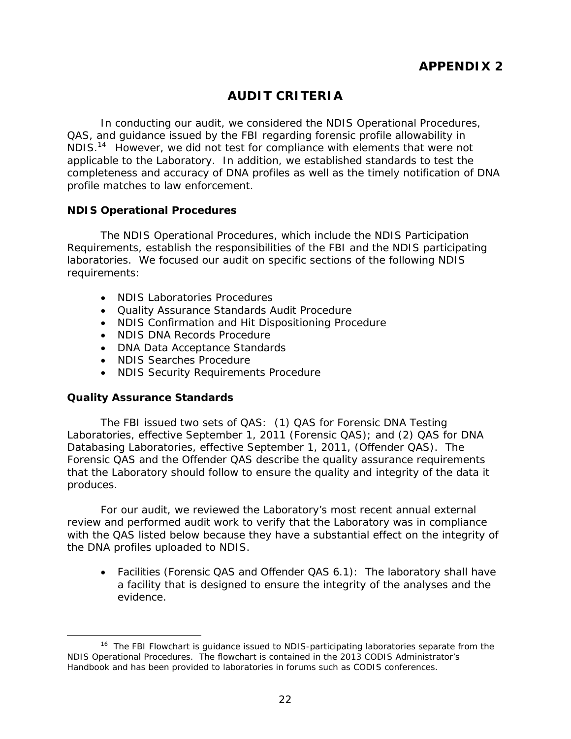# APPENDIX 2

## AUDIT CRITERIA

In conducting our audit, we considered the NDIS Operational Procedures, QAS, and guidance issued by the FBI regarding forensic profile allowability in NDIS.[14] However, we did not test for compliance with elements that were not applicable to the Laboratory. In addition, we established standards to test the completeness and accuracy of DNA profiles as well as the timely notification of DNA profile matches to law enforcement.

### NDIS Operational Procedures

The NDIS Operational Procedures, which include the NDIS Participation Requirements, establish the responsibilities of the FBI and the NDIS participating laboratories. We focused our audit on specific sections of the following NDIS requirements:

- NDIS Laboratories Procedures
- Quality Assurance Standards Audit Procedure
- NDIS Confirmation and Hit Dispositioning Procedure
- NDIS DNA Records Procedure
- DNA Data Acceptance Standards
- NDIS Searches Procedure
- NDIS Security Requirements Procedure

### Quality Assurance Standards

The FBI issued two sets of QAS: (1) QAS for Forensic DNA Testing Laboratories, effective September 1, 2011 (Forensic QAS); and (2) QAS for DNA Databasing Laboratories, effective September 1, 2011, (Offender QAS). The Forensic QAS and the Offender QAS describe the quality assurance requirements that the Laboratory should follow to ensure the quality and integrity of the data it produces.

For our audit, we reviewed the Laboratory's most recent annual external review and performed audit work to verify that the Laboratory was in compliance with the QAS listed below because they have a substantial effect on the integrity of the DNA profiles uploaded to NDIS.

- Facilities (Forensic QAS and Offender QAS 6.1): The laboratory shall have a facility that is designed to ensure the integrity of the analyses and the evidence.

[16] The FBI Flowchart is guidance issued to NDIS-participating laboratories separate from the NDIS Operational Procedures. The flowchart is contained in the 2013 CODIS Administrator's Handbook and has been provided to laboratories in forums such as CODIS conferences.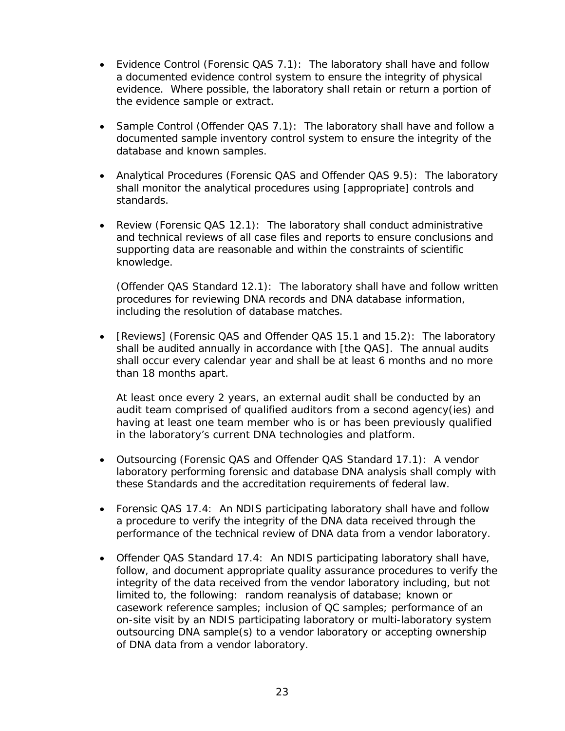- Evidence Control (Forensic QAS 7.1): The laboratory shall have and follow a documented evidence control system to ensure the integrity of physical evidence. Where possible, the laboratory shall retain or return a portion of the evidence sample or extract.

- Sample Control (Offender QAS 7.1): The laboratory shall have and follow a documented sample inventory control system to ensure the integrity of the database and known samples.

- Analytical Procedures (Forensic QAS and Offender QAS 9.5): The laboratory shall monitor the analytical procedures using [appropriate] controls and standards.

- Review (Forensic QAS 12.1): The laboratory shall conduct administrative and technical reviews of all case files and reports to ensure conclusions and supporting data are reasonable and within the constraints of scientific knowledge.

  (Offender QAS Standard 12.1): The laboratory shall have and follow written procedures for reviewing DNA records and DNA database information, including the resolution of database matches.

- [Reviews] (Forensic QAS and Offender QAS 15.1 and 15.2): The laboratory shall be audited annually in accordance with [the QAS]. The annual audits shall occur every calendar year and shall be at least 6 months and no more than 18 months apart.

  At least once every 2 years, an external audit shall be conducted by an audit team comprised of qualified auditors from a second agency(ies) and having at least one team member who is or has been previously qualified in the laboratory's current DNA technologies and platform.

- Outsourcing (Forensic QAS and Offender QAS Standard 17.1): A vendor laboratory performing forensic and database DNA analysis shall comply with these Standards and the accreditation requirements of federal law.

- Forensic QAS 17.4: An NDIS participating laboratory shall have and follow a procedure to verify the integrity of the DNA data received through the performance of the technical review of DNA data from a vendor laboratory.

- Offender QAS Standard 17.4: An NDIS participating laboratory shall have, follow, and document appropriate quality assurance procedures to verify the integrity of the data received from the vendor laboratory including, but not limited to, the following: random reanalysis of database; known or casework reference samples; inclusion of QC samples; performance of an on-site visit by an NDIS participating laboratory or multi-laboratory system outsourcing DNA sample(s) to a vendor laboratory or accepting ownership of DNA data from a vendor laboratory.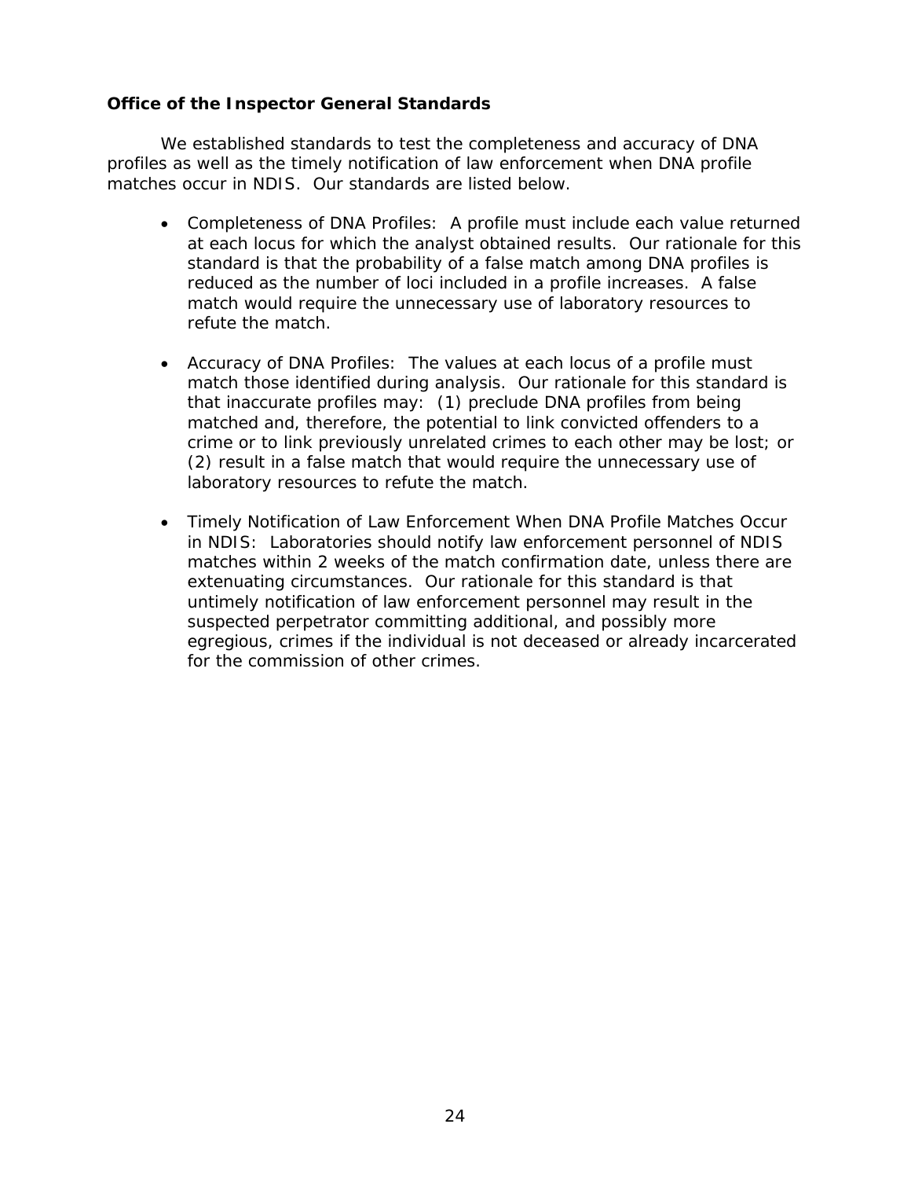### Office of the Inspector General Standards

We established standards to test the completeness and accuracy of DNA profiles as well as the timely notification of law enforcement when DNA profile matches occur in NDIS. Our standards are listed below.

- Completeness of DNA Profiles: A profile must include each value returned at each locus for which the analyst obtained results. Our rationale for this standard is that the probability of a false match among DNA profiles is reduced as the number of loci included in a profile increases. A false match would require the unnecessary use of laboratory resources to refute the match.

- Accuracy of DNA Profiles: The values at each locus of a profile must match those identified during analysis. Our rationale for this standard is that inaccurate profiles may: (1) preclude DNA profiles from being matched and, therefore, the potential to link convicted offenders to a crime or to link previously unrelated crimes to each other may be lost; or (2) result in a false match that would require the unnecessary use of laboratory resources to refute the match.

- Timely Notification of Law Enforcement When DNA Profile Matches Occur in NDIS: Laboratories should notify law enforcement personnel of NDIS matches within 2 weeks of the match confirmation date, unless there are extenuating circumstances. Our rationale for this standard is that untimely notification of law enforcement personnel may result in the suspected perpetrator committing additional, and possibly more egregious, crimes if the individual is not deceased or already incarcerated for the commission of other crimes.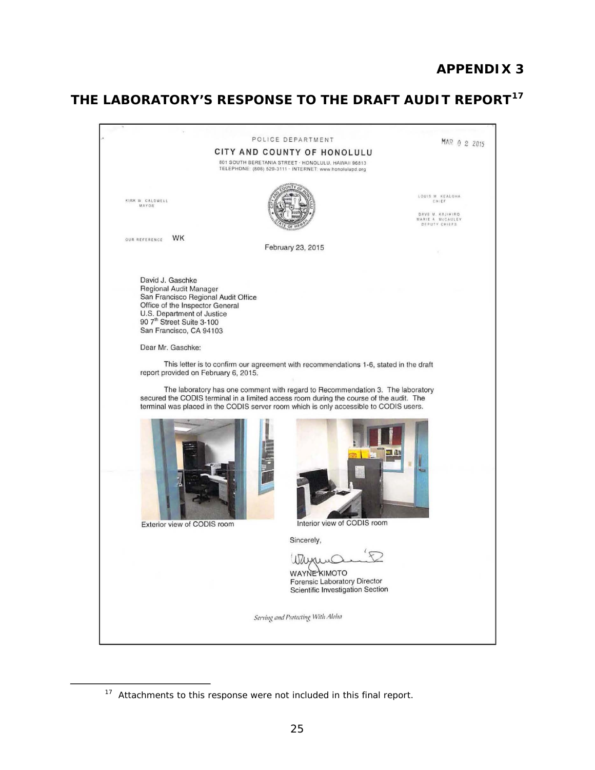# APPENDIX 3

## THE LABORATORY'S RESPONSE TO THE DRAFT AUDIT REPORT[17]

POLICE DEPARTMENT

CITY AND COUNTY OF HONOLULU

801 SOUTH BERETANIA STREET · HONOLULU, HAWAII 96813
TELEPHONE: (808) 529-3111 · INTERNET: www.honolulupd.org

MAR 0 2 2015

KIRK W. CALDWELL
MAYOR

LOUIS M. KEALOHA
CHIEF

DAVE M. KAJIHIRO
MARIE A. McCAULEY
DEPUTY CHIEFS

OUR REFERENCE WK

February 23, 2015

David J. Gaschke
Regional Audit Manager
San Francisco Regional Audit Office
Office of the Inspector General
U.S. Department of Justice
90 7th Street Suite 3-100
San Francisco, CA 94103

Dear Mr. Gaschke:

This letter is to confirm our agreement with recommendations 1-6, stated in the draft report provided on February 6, 2015.

The laboratory has one comment with regard to Recommendation 3. The laboratory secured the CODIS terminal in a limited access room during the course of the audit. The terminal was placed in the CODIS server room which is only accessible to CODIS users.

Exterior view of CODIS room

Interior view of CODIS room

Sincerely,

WAYNE KIMOTO
Forensic Laboratory Director
Scientific Investigation Section

*Serving and Protecting With Aloha*

---

[17] Attachments to this response were not included in this final report.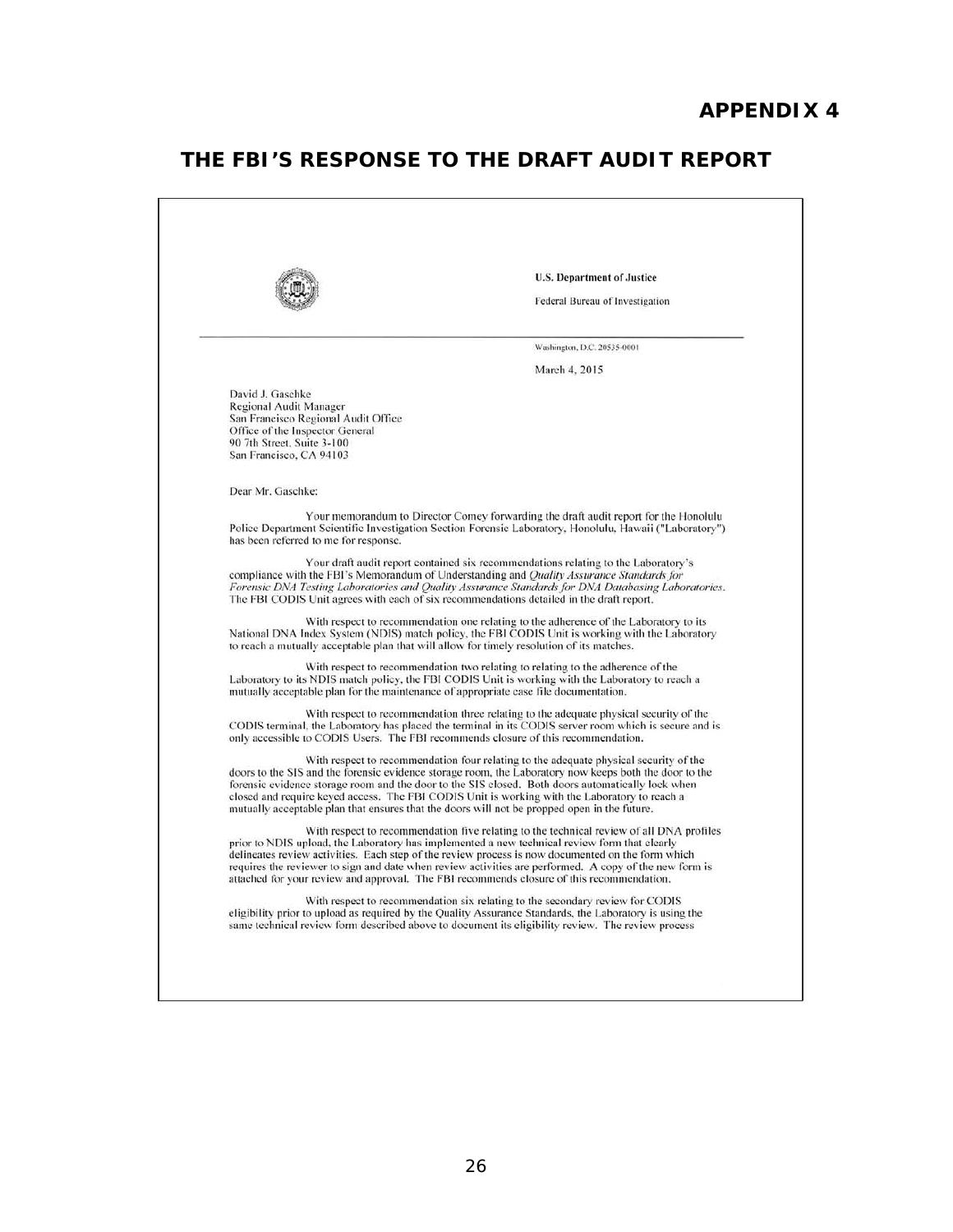# APPENDIX 4

## THE FBI'S RESPONSE TO THE DRAFT AUDIT REPORT

U.S. Department of Justice

Federal Bureau of Investigation

Washington, D.C. 20535-0001

March 4, 2015

David J. Gaschke
Regional Audit Manager
San Francisco Regional Audit Office
Office of the Inspector General
90 7th Street, Suite 3-100
San Francisco, CA 94103

Dear Mr. Gaschke:

Your memorandum to Director Comey forwarding the draft audit report for the Honolulu Police Department Scientific Investigation Section Forensic Laboratory, Honolulu, Hawaii ("Laboratory") has been referred to me for response.

Your draft audit report contained six recommendations relating to the Laboratory's compliance with the FBI's Memorandum of Understanding and *Quality Assurance Standards for Forensic DNA Testing Laboratories and Quality Assurance Standards for DNA Databasing Laboratories*. The FBI CODIS Unit agrees with each of six recommendations detailed in the draft report.

With respect to recommendation one relating to the adherence of the Laboratory to its National DNA Index System (NDIS) match policy, the FBI CODIS Unit is working with the Laboratory to reach a mutually acceptable plan that will allow for timely resolution of its matches.

With respect to recommendation two relating to relating to the adherence of the Laboratory to its NDIS match policy, the FBI CODIS Unit is working with the Laboratory to reach a mutually acceptable plan for the maintenance of appropriate case file documentation.

With respect to recommendation three relating to the adequate physical security of the CODIS terminal, the Laboratory has placed the terminal in its CODIS server room which is secure and is only accessible to CODIS Users. The FBI recommends closure of this recommendation.

With respect to recommendation four relating to the adequate physical security of the doors to the SIS and the forensic evidence storage room, the Laboratory now keeps both the door to the forensic evidence storage room and the door to the SIS closed. Both doors automatically lock when closed and require keyed access. The FBI CODIS Unit is working with the Laboratory to reach a mutually acceptable plan that ensures that the doors will not be propped open in the future.

With respect to recommendation five relating to the technical review of all DNA profiles prior to NDIS upload, the Laboratory has implemented a new technical review form that clearly delineates review activities. Each step of the review process is now documented on the form which requires the reviewer to sign and date when review activities are performed. A copy of the new form is attached for your review and approval. The FBI recommends closure of this recommendation.

With respect to recommendation six relating to the secondary review for CODIS eligibility prior to upload as required by the Quality Assurance Standards, the Laboratory is using the same technical review form described above to document its eligibility review. The review process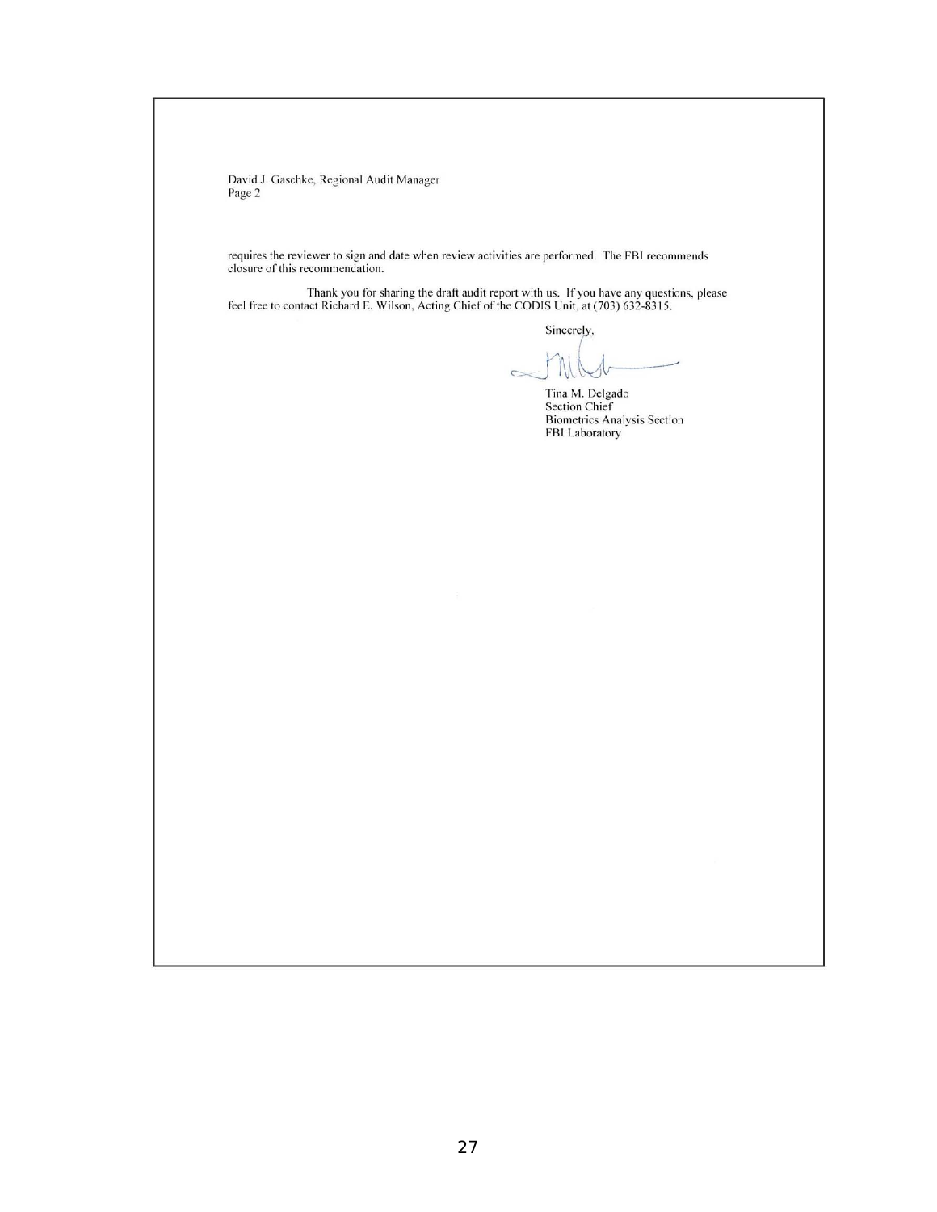David J. Gaschke, Regional Audit Manager
Page 2

requires the reviewer to sign and date when review activities are performed. The FBI recommends closure of this recommendation.

Thank you for sharing the draft audit report with us. If you have any questions, please feel free to contact Richard E. Wilson, Acting Chief of the CODIS Unit, at (703) 632-8315.

Sincerely,

Tina M. Delgado
Section Chief
Biometrics Analysis Section
FBI Laboratory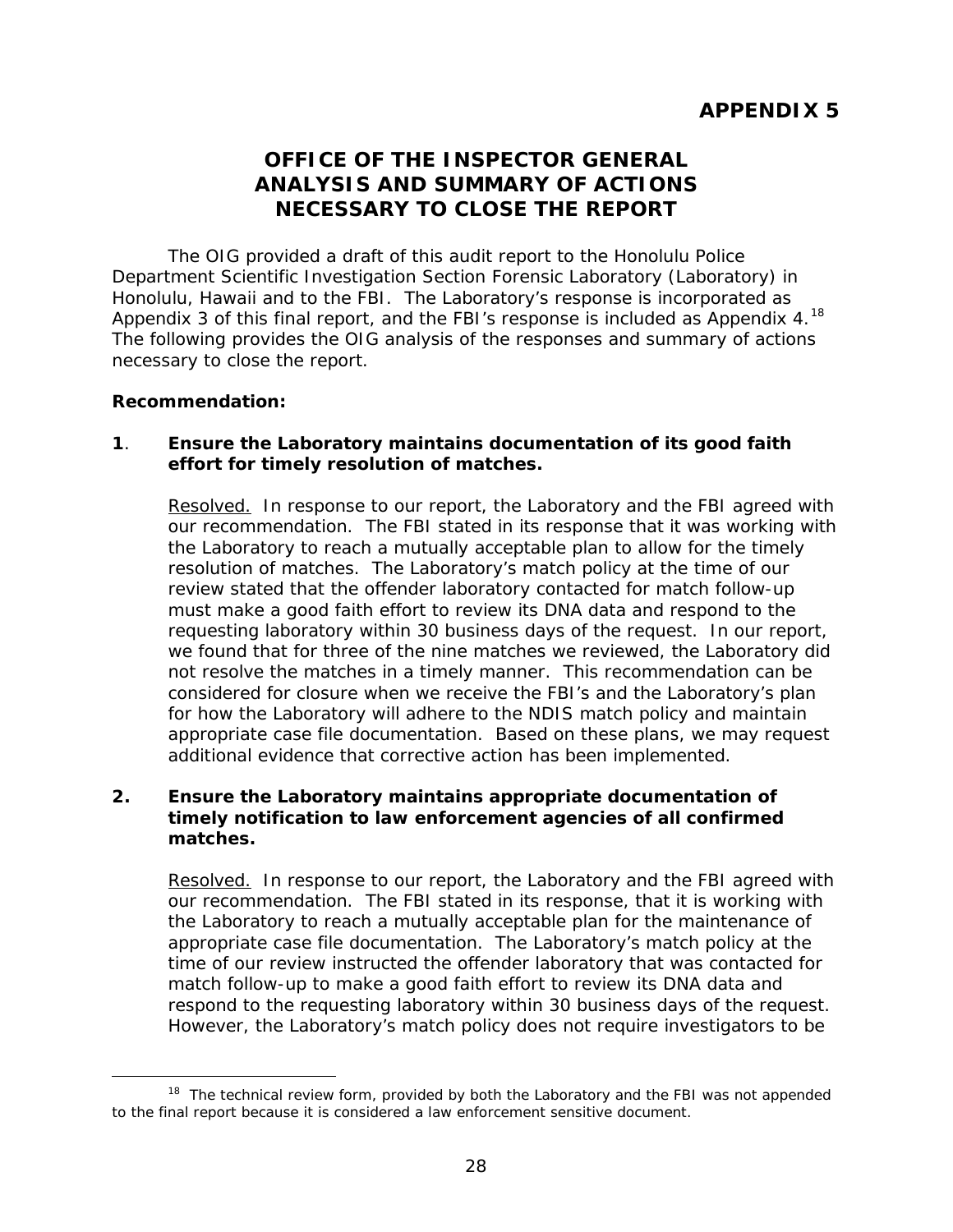# APPENDIX 5

## OFFICE OF THE INSPECTOR GENERAL ANALYSIS AND SUMMARY OF ACTIONS NECESSARY TO CLOSE THE REPORT

The OIG provided a draft of this audit report to the Honolulu Police Department Scientific Investigation Section Forensic Laboratory (Laboratory) in Honolulu, Hawaii and to the FBI. The Laboratory's response is incorporated as Appendix 3 of this final report, and the FBI's response is included as Appendix 4.[18] The following provides the OIG analysis of the responses and summary of actions necessary to close the report.

**Recommendation:**

**1. Ensure the Laboratory maintains documentation of its good faith effort for timely resolution of matches.**

Resolved. In response to our report, the Laboratory and the FBI agreed with our recommendation. The FBI stated in its response that it was working with the Laboratory to reach a mutually acceptable plan to allow for the timely resolution of matches. The Laboratory's match policy at the time of our review stated that the offender laboratory contacted for match follow-up must make a good faith effort to review its DNA data and respond to the requesting laboratory within 30 business days of the request. In our report, we found that for three of the nine matches we reviewed, the Laboratory did not resolve the matches in a timely manner. This recommendation can be considered for closure when we receive the FBI's and the Laboratory's plan for how the Laboratory will adhere to the NDIS match policy and maintain appropriate case file documentation. Based on these plans, we may request additional evidence that corrective action has been implemented.

**2. Ensure the Laboratory maintains appropriate documentation of timely notification to law enforcement agencies of all confirmed matches.**

Resolved. In response to our report, the Laboratory and the FBI agreed with our recommendation. The FBI stated in its response, that it is working with the Laboratory to reach a mutually acceptable plan for the maintenance of appropriate case file documentation. The Laboratory's match policy at the time of our review instructed the offender laboratory that was contacted for match follow-up to make a good faith effort to review its DNA data and respond to the requesting laboratory within 30 business days of the request. However, the Laboratory's match policy does not require investigators to be

---

[18] The technical review form, provided by both the Laboratory and the FBI was not appended to the final report because it is considered a law enforcement sensitive document.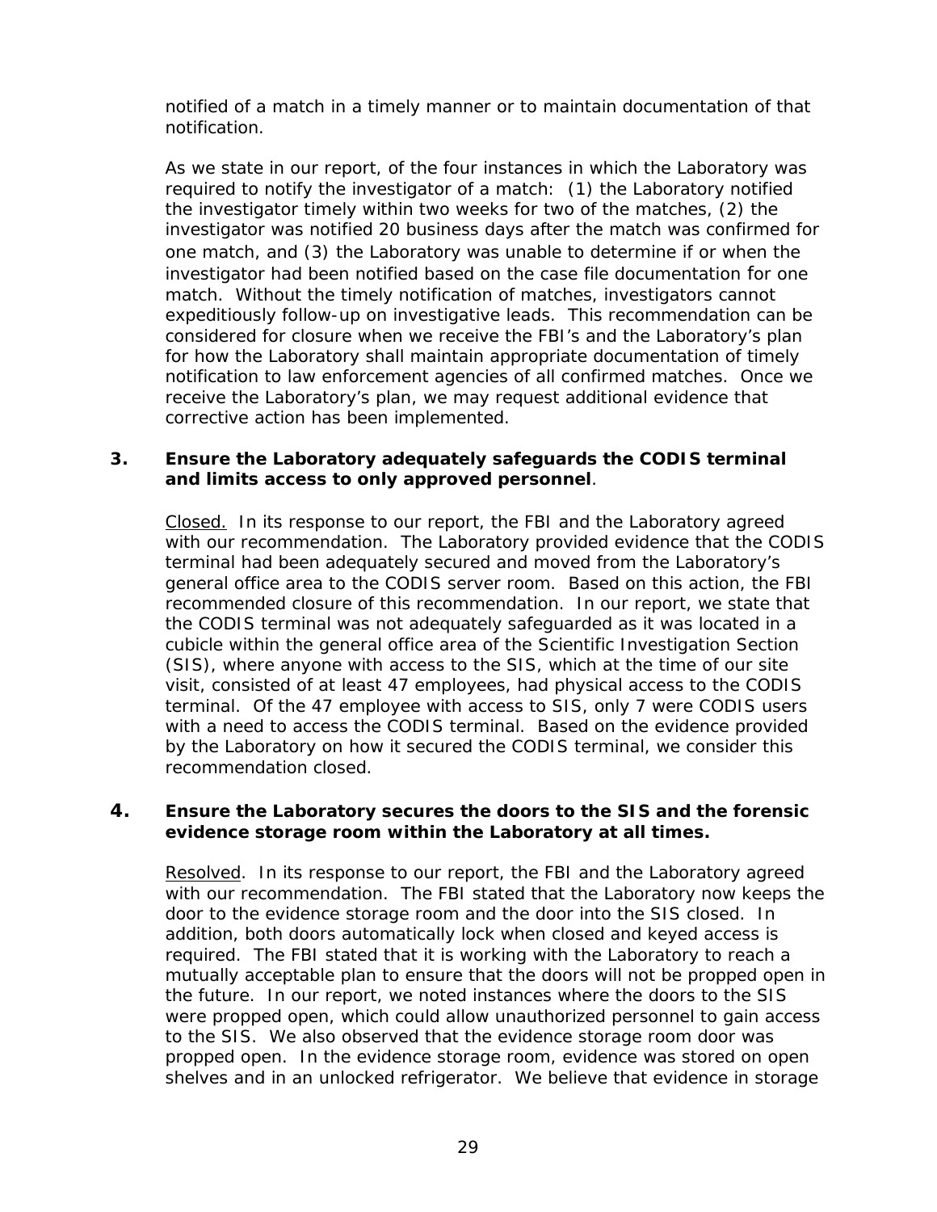notified of a match in a timely manner or to maintain documentation of that notification.

As we state in our report, of the four instances in which the Laboratory was required to notify the investigator of a match: (1) the Laboratory notified the investigator timely within two weeks for two of the matches, (2) the investigator was notified 20 business days after the match was confirmed for one match, and (3) the Laboratory was unable to determine if or when the investigator had been notified based on the case file documentation for one match. Without the timely notification of matches, investigators cannot expeditiously follow-up on investigative leads. This recommendation can be considered for closure when we receive the FBI's and the Laboratory's plan for how the Laboratory shall maintain appropriate documentation of timely notification to law enforcement agencies of all confirmed matches. Once we receive the Laboratory's plan, we may request additional evidence that corrective action has been implemented.

**3. Ensure the Laboratory adequately safeguards the CODIS terminal and limits access to only approved personnel**.

Closed. In its response to our report, the FBI and the Laboratory agreed with our recommendation. The Laboratory provided evidence that the CODIS terminal had been adequately secured and moved from the Laboratory's general office area to the CODIS server room. Based on this action, the FBI recommended closure of this recommendation. In our report, we state that the CODIS terminal was not adequately safeguarded as it was located in a cubicle within the general office area of the Scientific Investigation Section (SIS), where anyone with access to the SIS, which at the time of our site visit, consisted of at least 47 employees, had physical access to the CODIS terminal. Of the 47 employee with access to SIS, only 7 were CODIS users with a need to access the CODIS terminal. Based on the evidence provided by the Laboratory on how it secured the CODIS terminal, we consider this recommendation closed.

**4. Ensure the Laboratory secures the doors to the SIS and the forensic evidence storage room within the Laboratory at all times.**

Resolved. In its response to our report, the FBI and the Laboratory agreed with our recommendation. The FBI stated that the Laboratory now keeps the door to the evidence storage room and the door into the SIS closed. In addition, both doors automatically lock when closed and keyed access is required. The FBI stated that it is working with the Laboratory to reach a mutually acceptable plan to ensure that the doors will not be propped open in the future. In our report, we noted instances where the doors to the SIS were propped open, which could allow unauthorized personnel to gain access to the SIS. We also observed that the evidence storage room door was propped open. In the evidence storage room, evidence was stored on open shelves and in an unlocked refrigerator. We believe that evidence in storage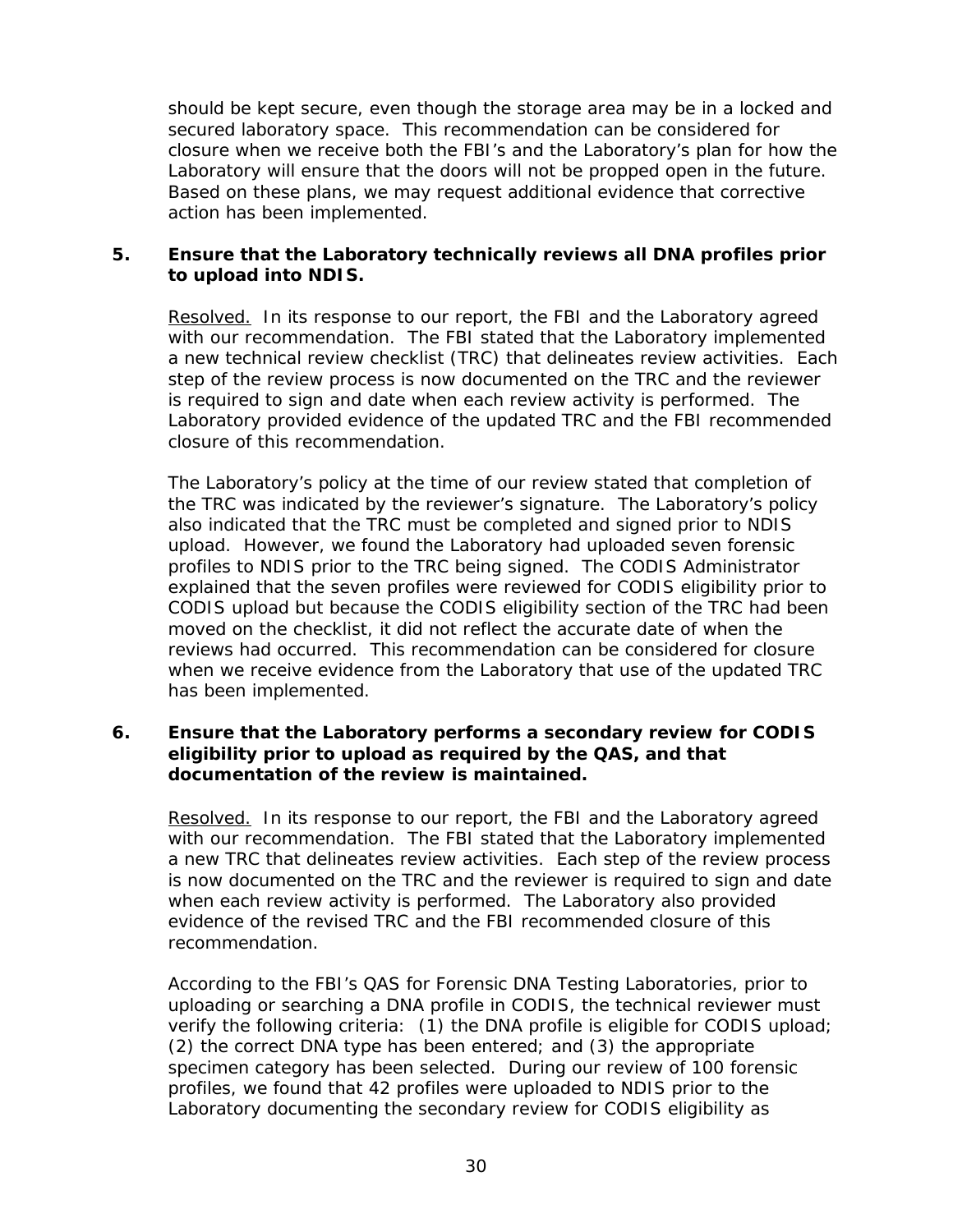should be kept secure, even though the storage area may be in a locked and secured laboratory space. This recommendation can be considered for closure when we receive both the FBI's and the Laboratory's plan for how the Laboratory will ensure that the doors will not be propped open in the future. Based on these plans, we may request additional evidence that corrective action has been implemented.

**5. Ensure that the Laboratory technically reviews all DNA profiles prior to upload into NDIS.**

<u>Resolved.</u> In its response to our report, the FBI and the Laboratory agreed with our recommendation. The FBI stated that the Laboratory implemented a new technical review checklist (TRC) that delineates review activities. Each step of the review process is now documented on the TRC and the reviewer is required to sign and date when each review activity is performed. The Laboratory provided evidence of the updated TRC and the FBI recommended closure of this recommendation.

The Laboratory's policy at the time of our review stated that completion of the TRC was indicated by the reviewer's signature. The Laboratory's policy also indicated that the TRC must be completed and signed prior to NDIS upload. However, we found the Laboratory had uploaded seven forensic profiles to NDIS prior to the TRC being signed. The CODIS Administrator explained that the seven profiles were reviewed for CODIS eligibility prior to CODIS upload but because the CODIS eligibility section of the TRC had been moved on the checklist, it did not reflect the accurate date of when the reviews had occurred. This recommendation can be considered for closure when we receive evidence from the Laboratory that use of the updated TRC has been implemented.

**6. Ensure that the Laboratory performs a secondary review for CODIS eligibility prior to upload as required by the QAS, and that documentation of the review is maintained.**

<u>Resolved.</u> In its response to our report, the FBI and the Laboratory agreed with our recommendation. The FBI stated that the Laboratory implemented a new TRC that delineates review activities. Each step of the review process is now documented on the TRC and the reviewer is required to sign and date when each review activity is performed. The Laboratory also provided evidence of the revised TRC and the FBI recommended closure of this recommendation.

According to the FBI's QAS for Forensic DNA Testing Laboratories, prior to uploading or searching a DNA profile in CODIS, the technical reviewer must verify the following criteria: (1) the DNA profile is eligible for CODIS upload; (2) the correct DNA type has been entered; and (3) the appropriate specimen category has been selected. During our review of 100 forensic profiles, we found that 42 profiles were uploaded to NDIS prior to the Laboratory documenting the secondary review for CODIS eligibility as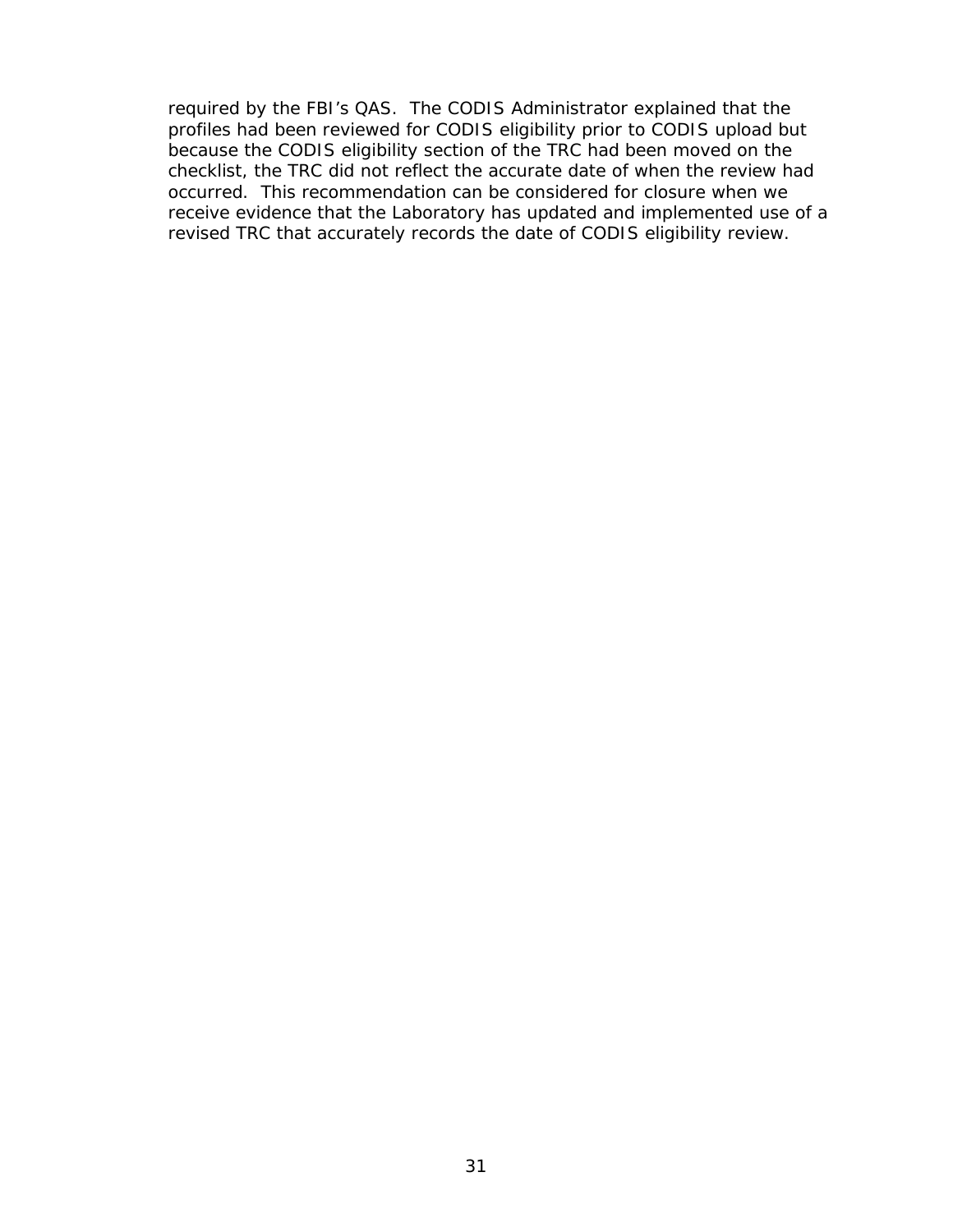required by the FBI's QAS. The CODIS Administrator explained that the profiles had been reviewed for CODIS eligibility prior to CODIS upload but because the CODIS eligibility section of the TRC had been moved on the checklist, the TRC did not reflect the accurate date of when the review had occurred. This recommendation can be considered for closure when we receive evidence that the Laboratory has updated and implemented use of a revised TRC that accurately records the date of CODIS eligibility review.